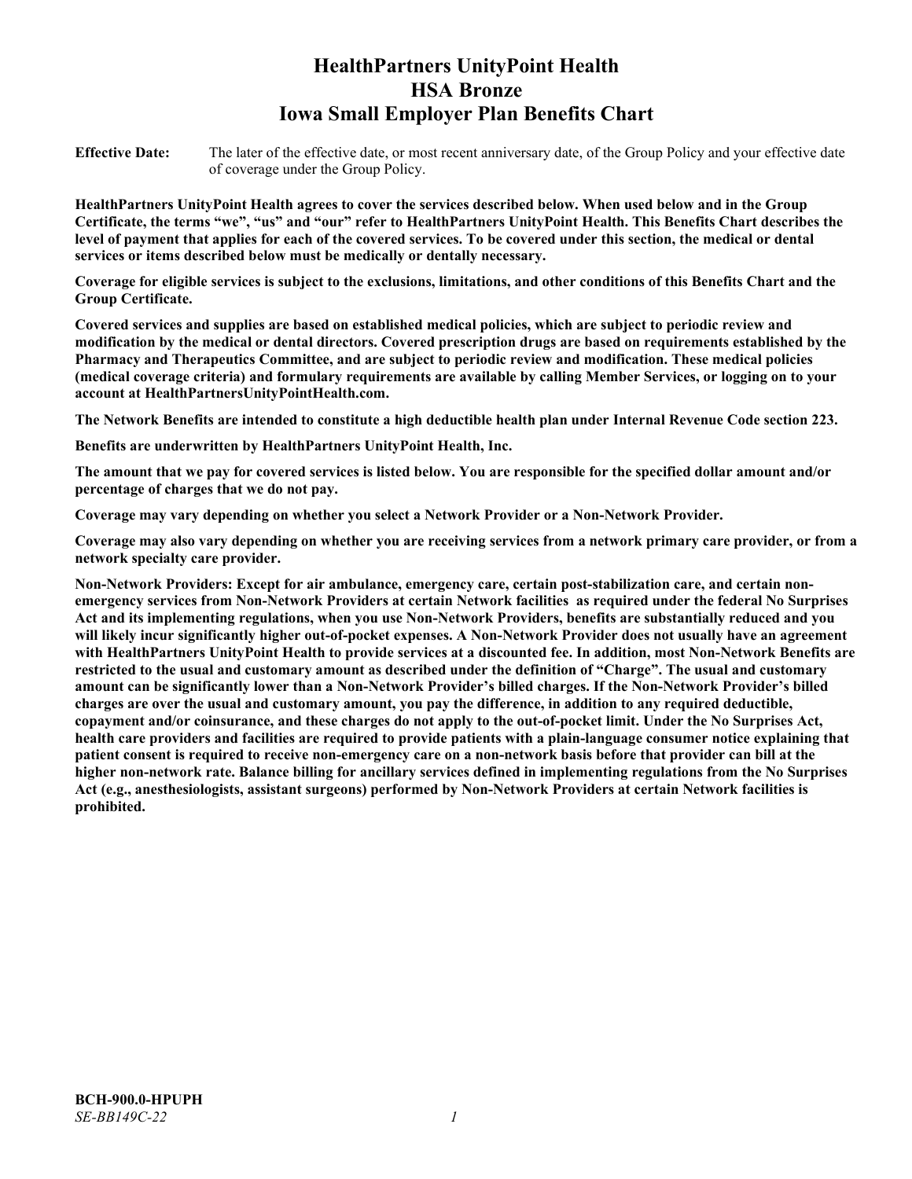# HealthPartners UnityPoint Health
# HSA Bronze
# Iowa Small Employer Plan Benefits Chart

**Effective Date:** The later of the effective date, or most recent anniversary date, of the Group Policy and your effective date of coverage under the Group Policy.

**HealthPartners UnityPoint Health agrees to cover the services described below. When used below and in the Group Certificate, the terms "we", "us" and "our" refer to HealthPartners UnityPoint Health. This Benefits Chart describes the level of payment that applies for each of the covered services. To be covered under this section, the medical or dental services or items described below must be medically or dentally necessary.**

**Coverage for eligible services is subject to the exclusions, limitations, and other conditions of this Benefits Chart and the Group Certificate.**

**Covered services and supplies are based on established medical policies, which are subject to periodic review and modification by the medical or dental directors. Covered prescription drugs are based on requirements established by the Pharmacy and Therapeutics Committee, and are subject to periodic review and modification. These medical policies (medical coverage criteria) and formulary requirements are available by calling Member Services, or logging on to your account at HealthPartnersUnityPointHealth.com.**

**The Network Benefits are intended to constitute a high deductible health plan under Internal Revenue Code section 223.**

**Benefits are underwritten by HealthPartners UnityPoint Health, Inc.**

**The amount that we pay for covered services is listed below. You are responsible for the specified dollar amount and/or percentage of charges that we do not pay.**

**Coverage may vary depending on whether you select a Network Provider or a Non-Network Provider.**

**Coverage may also vary depending on whether you are receiving services from a network primary care provider, or from a network specialty care provider.**

**Non-Network Providers: Except for air ambulance, emergency care, certain post-stabilization care, and certain non-emergency services from Non-Network Providers at certain Network facilities as required under the federal No Surprises Act and its implementing regulations, when you use Non-Network Providers, benefits are substantially reduced and you will likely incur significantly higher out-of-pocket expenses. A Non-Network Provider does not usually have an agreement with HealthPartners UnityPoint Health to provide services at a discounted fee. In addition, most Non-Network Benefits are restricted to the usual and customary amount as described under the definition of "Charge". The usual and customary amount can be significantly lower than a Non-Network Provider's billed charges. If the Non-Network Provider's billed charges are over the usual and customary amount, you pay the difference, in addition to any required deductible, copayment and/or coinsurance, and these charges do not apply to the out-of-pocket limit. Under the No Surprises Act, health care providers and facilities are required to provide patients with a plain-language consumer notice explaining that patient consent is required to receive non-emergency care on a non-network basis before that provider can bill at the higher non-network rate. Balance billing for ancillary services defined in implementing regulations from the No Surprises Act (e.g., anesthesiologists, assistant surgeons) performed by Non-Network Providers at certain Network facilities is prohibited.**

**BCH-900.0-HPUPH**
*SE-BB149C-22*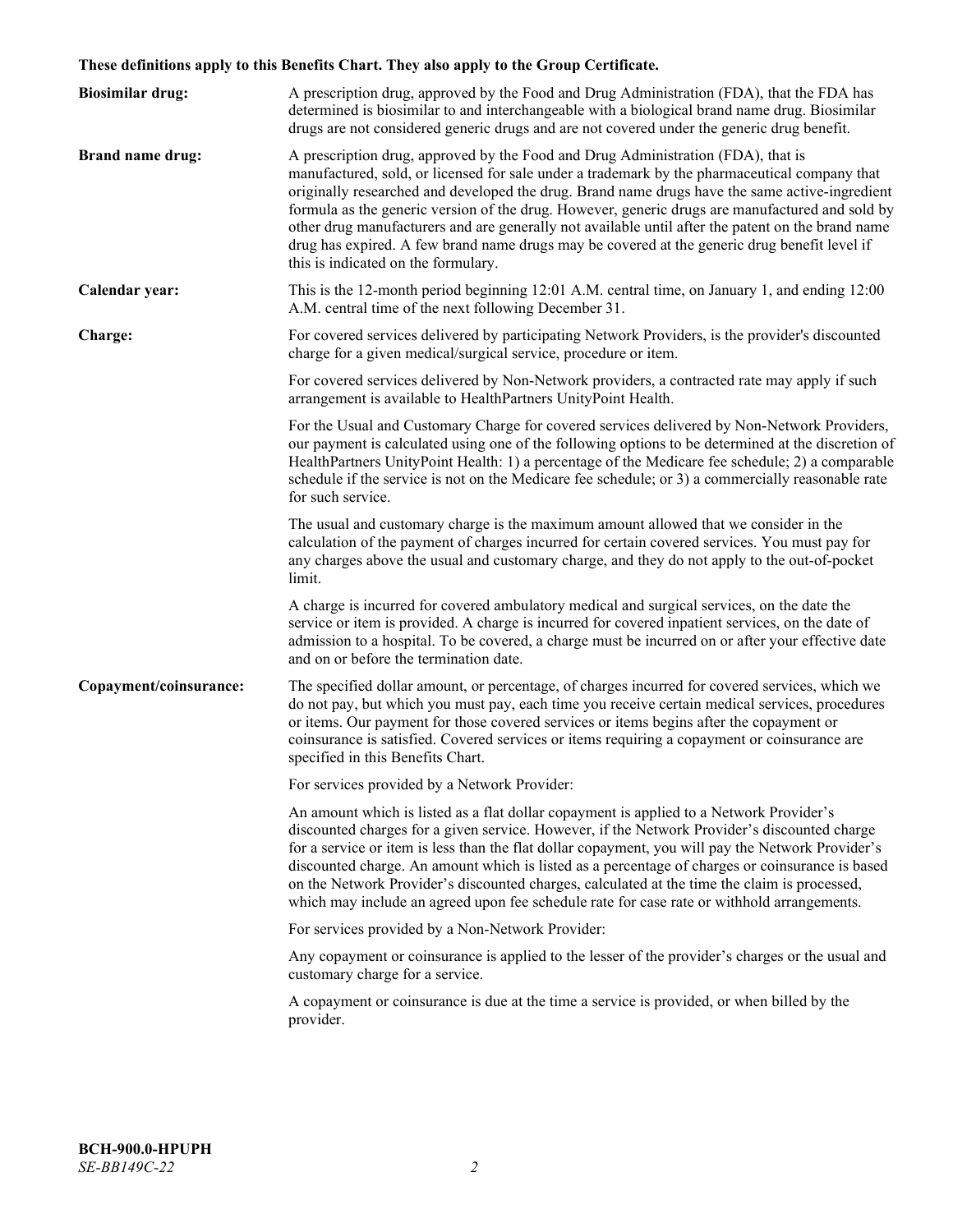**These definitions apply to this Benefits Chart. They also apply to the Group Certificate.**

**Biosimilar drug:** A prescription drug, approved by the Food and Drug Administration (FDA), that the FDA has determined is biosimilar to and interchangeable with a biological brand name drug. Biosimilar drugs are not considered generic drugs and are not covered under the generic drug benefit.

**Brand name drug:** A prescription drug, approved by the Food and Drug Administration (FDA), that is manufactured, sold, or licensed for sale under a trademark by the pharmaceutical company that originally researched and developed the drug. Brand name drugs have the same active-ingredient formula as the generic version of the drug. However, generic drugs are manufactured and sold by other drug manufacturers and are generally not available until after the patent on the brand name drug has expired. A few brand name drugs may be covered at the generic drug benefit level if this is indicated on the formulary.

**Calendar year:** This is the 12-month period beginning 12:01 A.M. central time, on January 1, and ending 12:00 A.M. central time of the next following December 31.

**Charge:** For covered services delivered by participating Network Providers, is the provider's discounted charge for a given medical/surgical service, procedure or item.

For covered services delivered by Non-Network providers, a contracted rate may apply if such arrangement is available to HealthPartners UnityPoint Health.

For the Usual and Customary Charge for covered services delivered by Non-Network Providers, our payment is calculated using one of the following options to be determined at the discretion of HealthPartners UnityPoint Health: 1) a percentage of the Medicare fee schedule; 2) a comparable schedule if the service is not on the Medicare fee schedule; or 3) a commercially reasonable rate for such service.

The usual and customary charge is the maximum amount allowed that we consider in the calculation of the payment of charges incurred for certain covered services. You must pay for any charges above the usual and customary charge, and they do not apply to the out-of-pocket limit.

A charge is incurred for covered ambulatory medical and surgical services, on the date the service or item is provided. A charge is incurred for covered inpatient services, on the date of admission to a hospital. To be covered, a charge must be incurred on or after your effective date and on or before the termination date.

**Copayment/coinsurance:** The specified dollar amount, or percentage, of charges incurred for covered services, which we do not pay, but which you must pay, each time you receive certain medical services, procedures or items. Our payment for those covered services or items begins after the copayment or coinsurance is satisfied. Covered services or items requiring a copayment or coinsurance are specified in this Benefits Chart.

For services provided by a Network Provider:

An amount which is listed as a flat dollar copayment is applied to a Network Provider's discounted charges for a given service. However, if the Network Provider's discounted charge for a service or item is less than the flat dollar copayment, you will pay the Network Provider's discounted charge. An amount which is listed as a percentage of charges or coinsurance is based on the Network Provider's discounted charges, calculated at the time the claim is processed, which may include an agreed upon fee schedule rate for case rate or withhold arrangements.

For services provided by a Non-Network Provider:

Any copayment or coinsurance is applied to the lesser of the provider's charges or the usual and customary charge for a service.

A copayment or coinsurance is due at the time a service is provided, or when billed by the provider.

**BCH-900.0-HPUPH**
*SE-BB149C-22*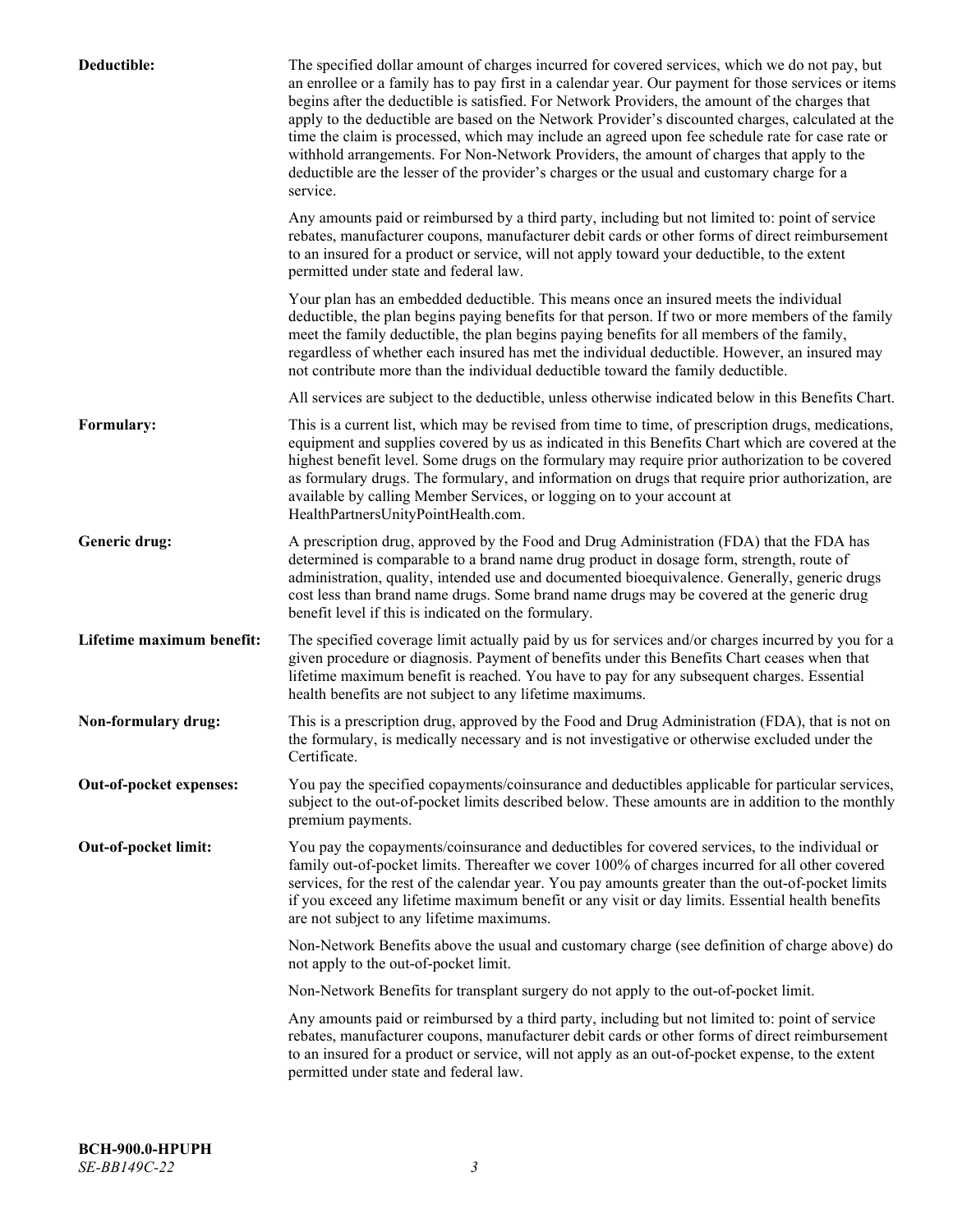**Deductible:** The specified dollar amount of charges incurred for covered services, which we do not pay, but an enrollee or a family has to pay first in a calendar year. Our payment for those services or items begins after the deductible is satisfied. For Network Providers, the amount of the charges that apply to the deductible are based on the Network Provider's discounted charges, calculated at the time the claim is processed, which may include an agreed upon fee schedule rate for case rate or withhold arrangements. For Non-Network Providers, the amount of charges that apply to the deductible are the lesser of the provider's charges or the usual and customary charge for a service.

Any amounts paid or reimbursed by a third party, including but not limited to: point of service rebates, manufacturer coupons, manufacturer debit cards or other forms of direct reimbursement to an insured for a product or service, will not apply toward your deductible, to the extent permitted under state and federal law.

Your plan has an embedded deductible. This means once an insured meets the individual deductible, the plan begins paying benefits for that person. If two or more members of the family meet the family deductible, the plan begins paying benefits for all members of the family, regardless of whether each insured has met the individual deductible. However, an insured may not contribute more than the individual deductible toward the family deductible.

All services are subject to the deductible, unless otherwise indicated below in this Benefits Chart.

**Formulary:** This is a current list, which may be revised from time to time, of prescription drugs, medications, equipment and supplies covered by us as indicated in this Benefits Chart which are covered at the highest benefit level. Some drugs on the formulary may require prior authorization to be covered as formulary drugs. The formulary, and information on drugs that require prior authorization, are available by calling Member Services, or logging on to your account at HealthPartnersUnityPointHealth.com.

**Generic drug:** A prescription drug, approved by the Food and Drug Administration (FDA) that the FDA has determined is comparable to a brand name drug product in dosage form, strength, route of administration, quality, intended use and documented bioequivalence. Generally, generic drugs cost less than brand name drugs. Some brand name drugs may be covered at the generic drug benefit level if this is indicated on the formulary.

**Lifetime maximum benefit:** The specified coverage limit actually paid by us for services and/or charges incurred by you for a given procedure or diagnosis. Payment of benefits under this Benefits Chart ceases when that lifetime maximum benefit is reached. You have to pay for any subsequent charges. Essential health benefits are not subject to any lifetime maximums.

**Non-formulary drug:** This is a prescription drug, approved by the Food and Drug Administration (FDA), that is not on the formulary, is medically necessary and is not investigative or otherwise excluded under the Certificate.

**Out-of-pocket expenses:** You pay the specified copayments/coinsurance and deductibles applicable for particular services, subject to the out-of-pocket limits described below. These amounts are in addition to the monthly premium payments.

**Out-of-pocket limit:** You pay the copayments/coinsurance and deductibles for covered services, to the individual or family out-of-pocket limits. Thereafter we cover 100% of charges incurred for all other covered services, for the rest of the calendar year. You pay amounts greater than the out-of-pocket limits if you exceed any lifetime maximum benefit or any visit or day limits. Essential health benefits are not subject to any lifetime maximums.

Non-Network Benefits above the usual and customary charge (see definition of charge above) do not apply to the out-of-pocket limit.

Non-Network Benefits for transplant surgery do not apply to the out-of-pocket limit.

Any amounts paid or reimbursed by a third party, including but not limited to: point of service rebates, manufacturer coupons, manufacturer debit cards or other forms of direct reimbursement to an insured for a product or service, will not apply as an out-of-pocket expense, to the extent permitted under state and federal law.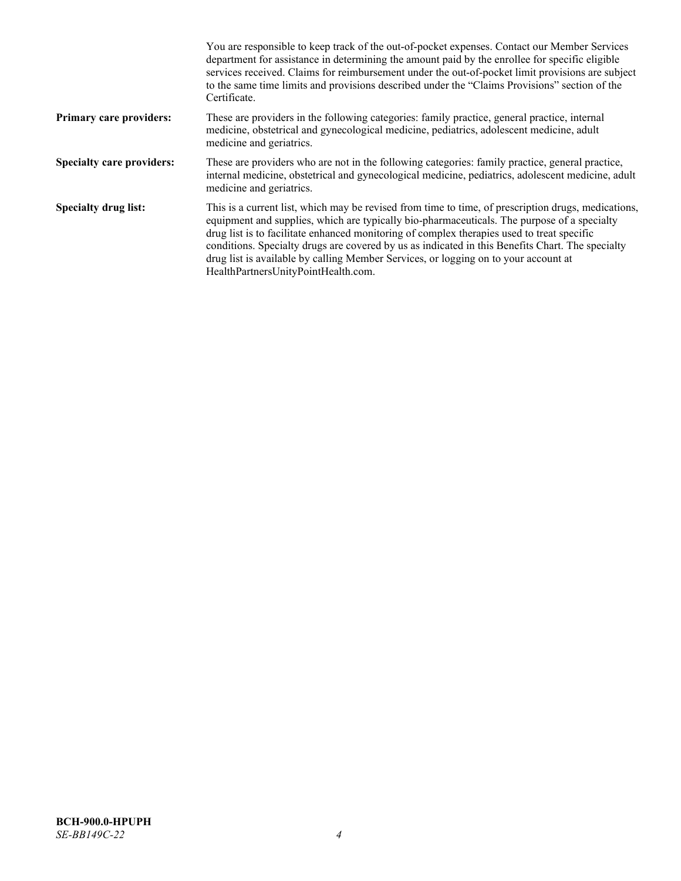You are responsible to keep track of the out-of-pocket expenses. Contact our Member Services department for assistance in determining the amount paid by the enrollee for specific eligible services received. Claims for reimbursement under the out-of-pocket limit provisions are subject to the same time limits and provisions described under the "Claims Provisions" section of the Certificate.

**Primary care providers:** These are providers in the following categories: family practice, general practice, internal medicine, obstetrical and gynecological medicine, pediatrics, adolescent medicine, adult medicine and geriatrics.

**Specialty care providers:** These are providers who are not in the following categories: family practice, general practice, internal medicine, obstetrical and gynecological medicine, pediatrics, adolescent medicine, adult medicine and geriatrics.

**Specialty drug list:** This is a current list, which may be revised from time to time, of prescription drugs, medications, equipment and supplies, which are typically bio-pharmaceuticals. The purpose of a specialty drug list is to facilitate enhanced monitoring of complex therapies used to treat specific conditions. Specialty drugs are covered by us as indicated in this Benefits Chart. The specialty drug list is available by calling Member Services, or logging on to your account at HealthPartnersUnityPointHealth.com.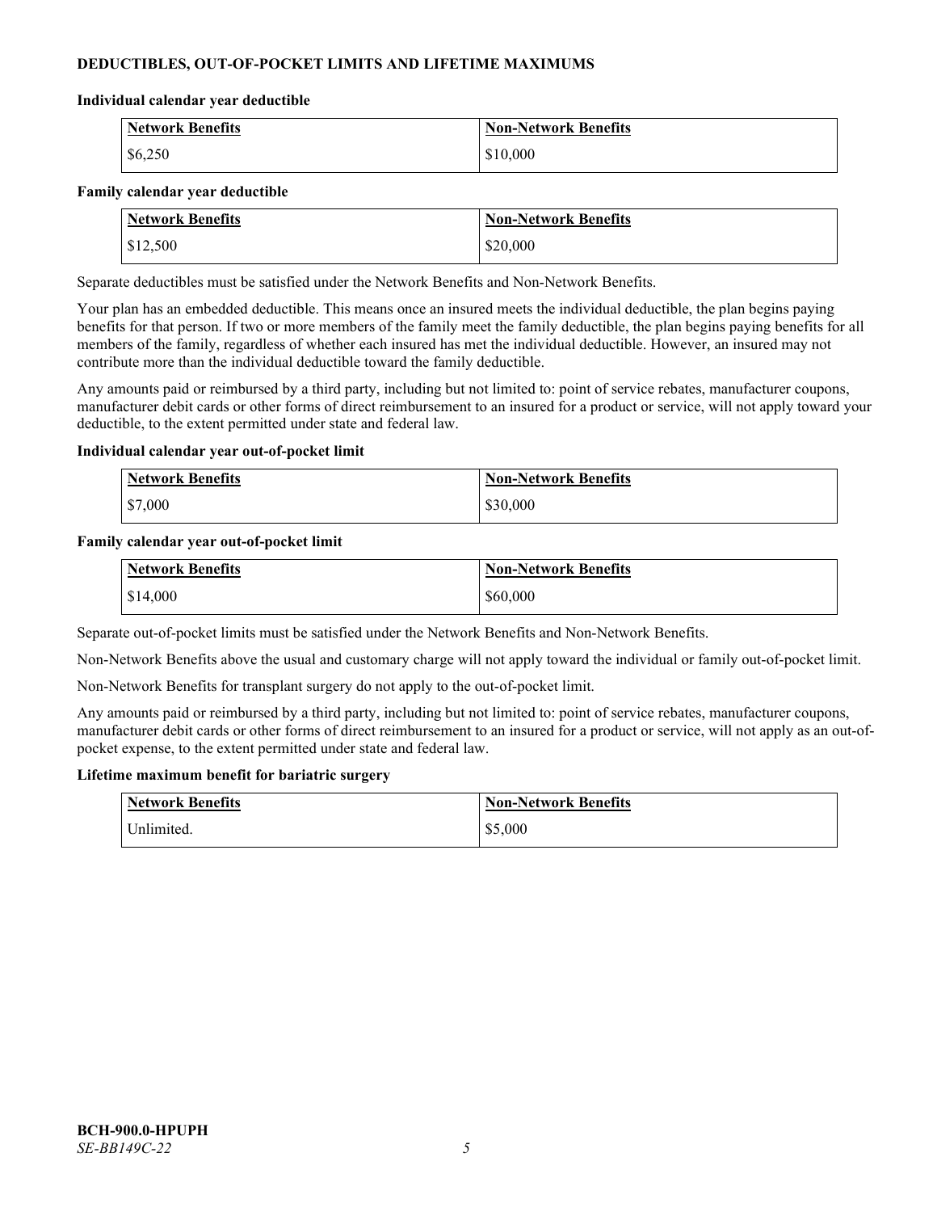## DEDUCTIBLES, OUT-OF-POCKET LIMITS AND LIFETIME MAXIMUMS

**Individual calendar year deductible**

| Network Benefits | Non-Network Benefits |
|---|---|
| $6,250 | $10,000 |

**Family calendar year deductible**

| Network Benefits | Non-Network Benefits |
|---|---|
| $12,500 | $20,000 |

Separate deductibles must be satisfied under the Network Benefits and Non-Network Benefits.

Your plan has an embedded deductible. This means once an insured meets the individual deductible, the plan begins paying benefits for that person. If two or more members of the family meet the family deductible, the plan begins paying benefits for all members of the family, regardless of whether each insured has met the individual deductible. However, an insured may not contribute more than the individual deductible toward the family deductible.

Any amounts paid or reimbursed by a third party, including but not limited to: point of service rebates, manufacturer coupons, manufacturer debit cards or other forms of direct reimbursement to an insured for a product or service, will not apply toward your deductible, to the extent permitted under state and federal law.

**Individual calendar year out-of-pocket limit**

| Network Benefits | Non-Network Benefits |
|---|---|
| $7,000 | $30,000 |

**Family calendar year out-of-pocket limit**

| Network Benefits | Non-Network Benefits |
|---|---|
| $14,000 | $60,000 |

Separate out-of-pocket limits must be satisfied under the Network Benefits and Non-Network Benefits.

Non-Network Benefits above the usual and customary charge will not apply toward the individual or family out-of-pocket limit.

Non-Network Benefits for transplant surgery do not apply to the out-of-pocket limit.

Any amounts paid or reimbursed by a third party, including but not limited to: point of service rebates, manufacturer coupons, manufacturer debit cards or other forms of direct reimbursement to an insured for a product or service, will not apply as an out-of-pocket expense, to the extent permitted under state and federal law.

**Lifetime maximum benefit for bariatric surgery**

| Network Benefits | Non-Network Benefits |
|---|---|
| Unlimited. | $5,000 |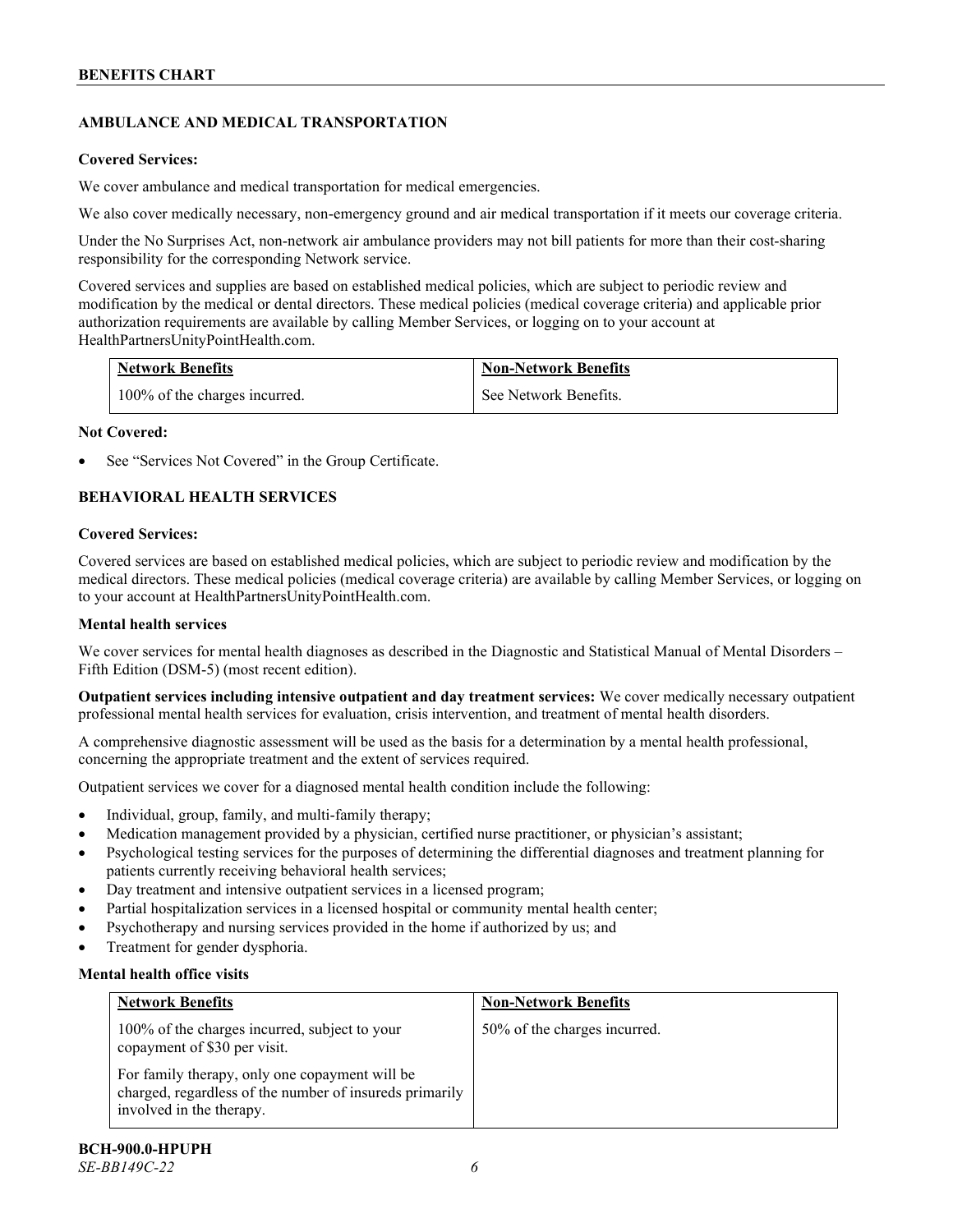## BENEFITS CHART

### AMBULANCE AND MEDICAL TRANSPORTATION

**Covered Services:**

We cover ambulance and medical transportation for medical emergencies.

We also cover medically necessary, non-emergency ground and air medical transportation if it meets our coverage criteria.

Under the No Surprises Act, non-network air ambulance providers may not bill patients for more than their cost-sharing responsibility for the corresponding Network service.

Covered services and supplies are based on established medical policies, which are subject to periodic review and modification by the medical or dental directors. These medical policies (medical coverage criteria) and applicable prior authorization requirements are available by calling Member Services, or logging on to your account at HealthPartnersUnityPointHealth.com.

| Network Benefits | Non-Network Benefits |
|---|---|
| 100% of the charges incurred. | See Network Benefits. |

**Not Covered:**

- See "Services Not Covered" in the Group Certificate.

### BEHAVIORAL HEALTH SERVICES

**Covered Services:**

Covered services are based on established medical policies, which are subject to periodic review and modification by the medical directors. These medical policies (medical coverage criteria) are available by calling Member Services, or logging on to your account at HealthPartnersUnityPointHealth.com.

**Mental health services**

We cover services for mental health diagnoses as described in the Diagnostic and Statistical Manual of Mental Disorders – Fifth Edition (DSM-5) (most recent edition).

**Outpatient services including intensive outpatient and day treatment services:** We cover medically necessary outpatient professional mental health services for evaluation, crisis intervention, and treatment of mental health disorders.

A comprehensive diagnostic assessment will be used as the basis for a determination by a mental health professional, concerning the appropriate treatment and the extent of services required.

Outpatient services we cover for a diagnosed mental health condition include the following:

- Individual, group, family, and multi-family therapy;
- Medication management provided by a physician, certified nurse practitioner, or physician's assistant;
- Psychological testing services for the purposes of determining the differential diagnoses and treatment planning for patients currently receiving behavioral health services;
- Day treatment and intensive outpatient services in a licensed program;
- Partial hospitalization services in a licensed hospital or community mental health center;
- Psychotherapy and nursing services provided in the home if authorized by us; and
- Treatment for gender dysphoria.

**Mental health office visits**

| Network Benefits | Non-Network Benefits |
|---|---|
| 100% of the charges incurred, subject to your copayment of $30 per visit.<br><br>For family therapy, only one copayment will be charged, regardless of the number of insureds primarily involved in the therapy. | 50% of the charges incurred. |

**BCH-900.0-HPUPH**
*SE-BB149C-22*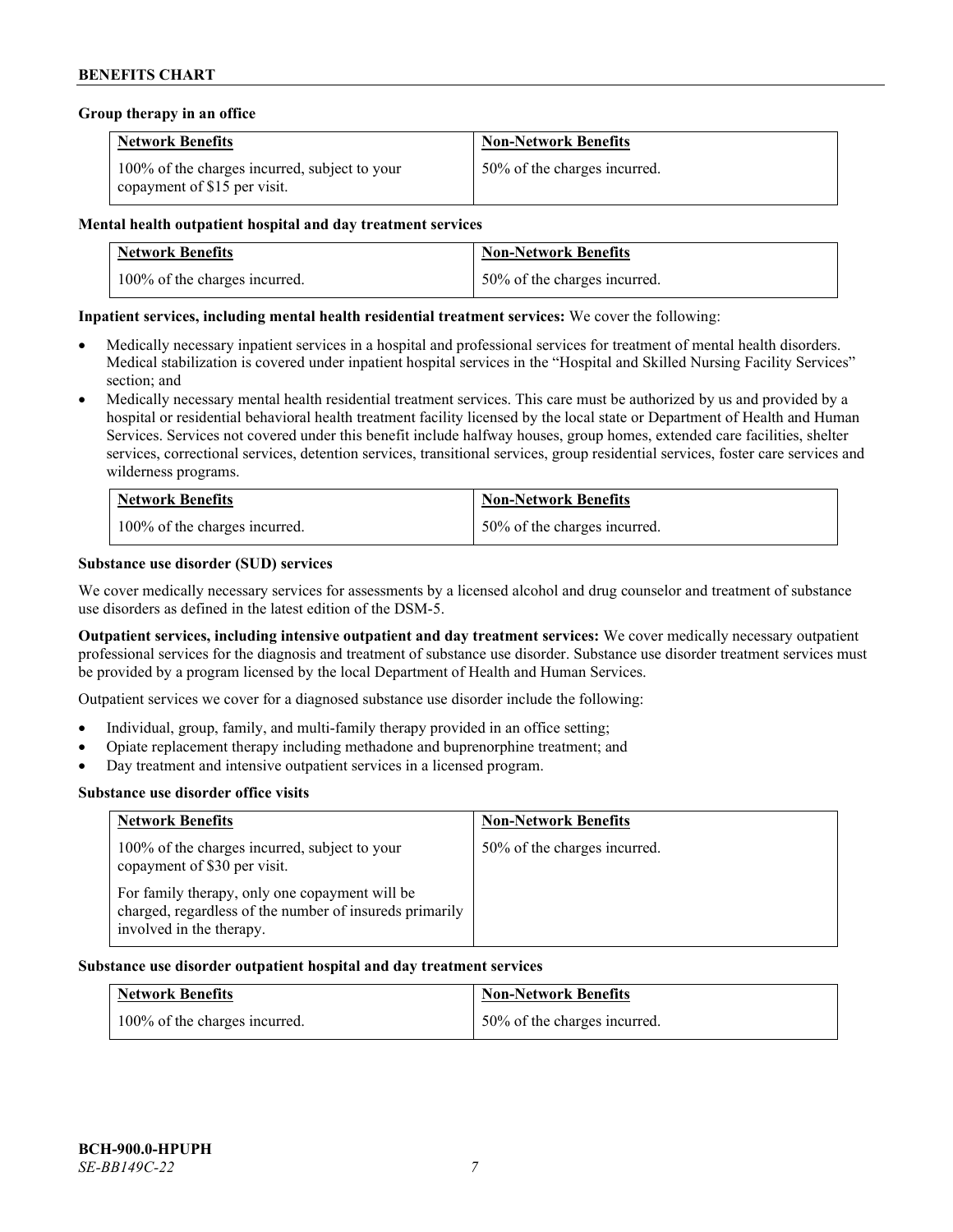**Group therapy in an office**

| Network Benefits | Non-Network Benefits |
| --- | --- |
| 100% of the charges incurred, subject to your copayment of $15 per visit. | 50% of the charges incurred. |

**Mental health outpatient hospital and day treatment services**

| Network Benefits | Non-Network Benefits |
| --- | --- |
| 100% of the charges incurred. | 50% of the charges incurred. |

**Inpatient services, including mental health residential treatment services:** We cover the following:

- Medically necessary inpatient services in a hospital and professional services for treatment of mental health disorders. Medical stabilization is covered under inpatient hospital services in the "Hospital and Skilled Nursing Facility Services" section; and
- Medically necessary mental health residential treatment services. This care must be authorized by us and provided by a hospital or residential behavioral health treatment facility licensed by the local state or Department of Health and Human Services. Services not covered under this benefit include halfway houses, group homes, extended care facilities, shelter services, correctional services, detention services, transitional services, group residential services, foster care services and wilderness programs.

| Network Benefits | Non-Network Benefits |
| --- | --- |
| 100% of the charges incurred. | 50% of the charges incurred. |

**Substance use disorder (SUD) services**

We cover medically necessary services for assessments by a licensed alcohol and drug counselor and treatment of substance use disorders as defined in the latest edition of the DSM-5.

**Outpatient services, including intensive outpatient and day treatment services:** We cover medically necessary outpatient professional services for the diagnosis and treatment of substance use disorder. Substance use disorder treatment services must be provided by a program licensed by the local Department of Health and Human Services.

Outpatient services we cover for a diagnosed substance use disorder include the following:

- Individual, group, family, and multi-family therapy provided in an office setting;
- Opiate replacement therapy including methadone and buprenorphine treatment; and
- Day treatment and intensive outpatient services in a licensed program.

**Substance use disorder office visits**

| Network Benefits | Non-Network Benefits |
| --- | --- |
| 100% of the charges incurred, subject to your copayment of $30 per visit.<br><br>For family therapy, only one copayment will be charged, regardless of the number of insureds primarily involved in the therapy. | 50% of the charges incurred. |

**Substance use disorder outpatient hospital and day treatment services**

| Network Benefits | Non-Network Benefits |
| --- | --- |
| 100% of the charges incurred. | 50% of the charges incurred. |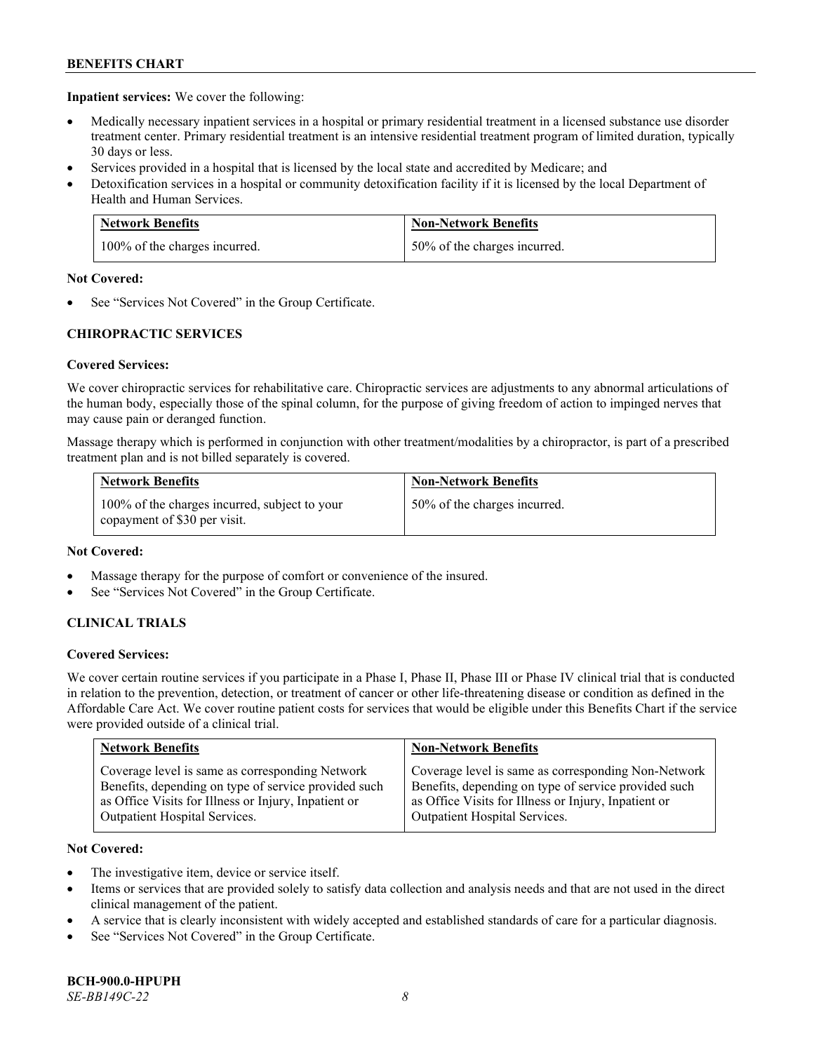**Inpatient services:** We cover the following:

- Medically necessary inpatient services in a hospital or primary residential treatment in a licensed substance use disorder treatment center. Primary residential treatment is an intensive residential treatment program of limited duration, typically 30 days or less.
- Services provided in a hospital that is licensed by the local state and accredited by Medicare; and
- Detoxification services in a hospital or community detoxification facility if it is licensed by the local Department of Health and Human Services.

| Network Benefits | Non-Network Benefits |
| --- | --- |
| 100% of the charges incurred. | 50% of the charges incurred. |

**Not Covered:**

- See "Services Not Covered" in the Group Certificate.

### CHIROPRACTIC SERVICES

**Covered Services:**

We cover chiropractic services for rehabilitative care. Chiropractic services are adjustments to any abnormal articulations of the human body, especially those of the spinal column, for the purpose of giving freedom of action to impinged nerves that may cause pain or deranged function.

Massage therapy which is performed in conjunction with other treatment/modalities by a chiropractor, is part of a prescribed treatment plan and is not billed separately is covered.

| Network Benefits | Non-Network Benefits |
| --- | --- |
| 100% of the charges incurred, subject to your copayment of $30 per visit. | 50% of the charges incurred. |

**Not Covered:**

- Massage therapy for the purpose of comfort or convenience of the insured.
- See "Services Not Covered" in the Group Certificate.

### CLINICAL TRIALS

**Covered Services:**

We cover certain routine services if you participate in a Phase I, Phase II, Phase III or Phase IV clinical trial that is conducted in relation to the prevention, detection, or treatment of cancer or other life-threatening disease or condition as defined in the Affordable Care Act. We cover routine patient costs for services that would be eligible under this Benefits Chart if the service were provided outside of a clinical trial.

| Network Benefits | Non-Network Benefits |
| --- | --- |
| Coverage level is same as corresponding Network Benefits, depending on type of service provided such as Office Visits for Illness or Injury, Inpatient or Outpatient Hospital Services. | Coverage level is same as corresponding Non-Network Benefits, depending on type of service provided such as Office Visits for Illness or Injury, Inpatient or Outpatient Hospital Services. |

**Not Covered:**

- The investigative item, device or service itself.
- Items or services that are provided solely to satisfy data collection and analysis needs and that are not used in the direct clinical management of the patient.
- A service that is clearly inconsistent with widely accepted and established standards of care for a particular diagnosis.
- See "Services Not Covered" in the Group Certificate.

**BCH-900.0-HPUPH**
*SE-BB149C-22*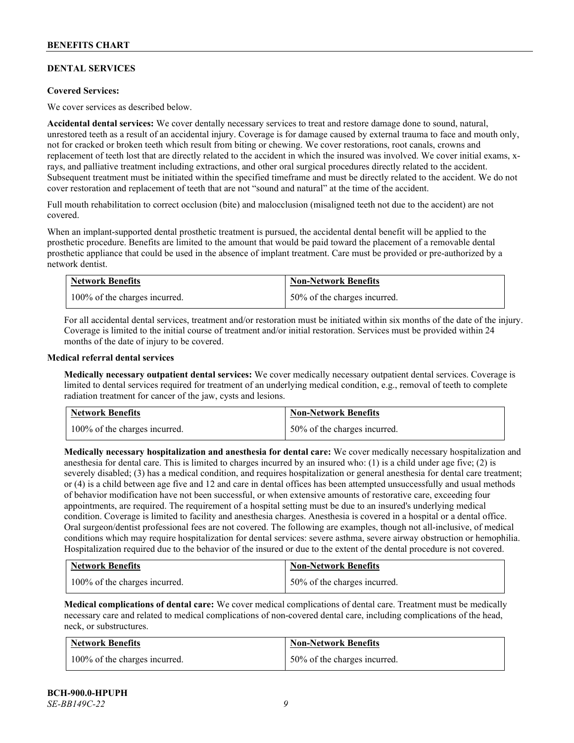## DENTAL SERVICES

**Covered Services:**

We cover services as described below.

**Accidental dental services:** We cover dentally necessary services to treat and restore damage done to sound, natural, unrestored teeth as a result of an accidental injury. Coverage is for damage caused by external trauma to face and mouth only, not for cracked or broken teeth which result from biting or chewing. We cover restorations, root canals, crowns and replacement of teeth lost that are directly related to the accident in which the insured was involved. We cover initial exams, x-rays, and palliative treatment including extractions, and other oral surgical procedures directly related to the accident. Subsequent treatment must be initiated within the specified timeframe and must be directly related to the accident. We do not cover restoration and replacement of teeth that are not "sound and natural" at the time of the accident.

Full mouth rehabilitation to correct occlusion (bite) and malocclusion (misaligned teeth not due to the accident) are not covered.

When an implant-supported dental prosthetic treatment is pursued, the accidental dental benefit will be applied to the prosthetic procedure. Benefits are limited to the amount that would be paid toward the placement of a removable dental prosthetic appliance that could be used in the absence of implant treatment. Care must be provided or pre-authorized by a network dentist.

| Network Benefits | Non-Network Benefits |
|---|---|
| 100% of the charges incurred. | 50% of the charges incurred. |

For all accidental dental services, treatment and/or restoration must be initiated within six months of the date of the injury. Coverage is limited to the initial course of treatment and/or initial restoration. Services must be provided within 24 months of the date of injury to be covered.

**Medical referral dental services**

**Medically necessary outpatient dental services:** We cover medically necessary outpatient dental services. Coverage is limited to dental services required for treatment of an underlying medical condition, e.g., removal of teeth to complete radiation treatment for cancer of the jaw, cysts and lesions.

| Network Benefits | Non-Network Benefits |
|---|---|
| 100% of the charges incurred. | 50% of the charges incurred. |

**Medically necessary hospitalization and anesthesia for dental care:** We cover medically necessary hospitalization and anesthesia for dental care. This is limited to charges incurred by an insured who: (1) is a child under age five; (2) is severely disabled; (3) has a medical condition, and requires hospitalization or general anesthesia for dental care treatment; or (4) is a child between age five and 12 and care in dental offices has been attempted unsuccessfully and usual methods of behavior modification have not been successful, or when extensive amounts of restorative care, exceeding four appointments, are required. The requirement of a hospital setting must be due to an insured's underlying medical condition. Coverage is limited to facility and anesthesia charges. Anesthesia is covered in a hospital or a dental office. Oral surgeon/dentist professional fees are not covered. The following are examples, though not all-inclusive, of medical conditions which may require hospitalization for dental services: severe asthma, severe airway obstruction or hemophilia. Hospitalization required due to the behavior of the insured or due to the extent of the dental procedure is not covered.

| Network Benefits | Non-Network Benefits |
|---|---|
| 100% of the charges incurred. | 50% of the charges incurred. |

**Medical complications of dental care:** We cover medical complications of dental care. Treatment must be medically necessary care and related to medical complications of non-covered dental care, including complications of the head, neck, or substructures.

| Network Benefits | Non-Network Benefits |
|---|---|
| 100% of the charges incurred. | 50% of the charges incurred. |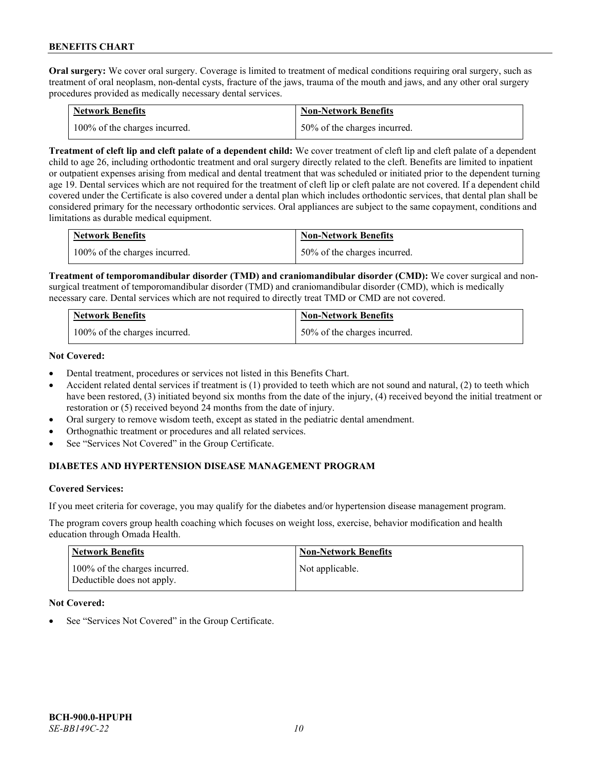**Oral surgery:** We cover oral surgery. Coverage is limited to treatment of medical conditions requiring oral surgery, such as treatment of oral neoplasm, non-dental cysts, fracture of the jaws, trauma of the mouth and jaws, and any other oral surgery procedures provided as medically necessary dental services.

| Network Benefits | Non-Network Benefits |
|---|---|
| 100% of the charges incurred. | 50% of the charges incurred. |

**Treatment of cleft lip and cleft palate of a dependent child:** We cover treatment of cleft lip and cleft palate of a dependent child to age 26, including orthodontic treatment and oral surgery directly related to the cleft. Benefits are limited to inpatient or outpatient expenses arising from medical and dental treatment that was scheduled or initiated prior to the dependent turning age 19. Dental services which are not required for the treatment of cleft lip or cleft palate are not covered. If a dependent child covered under the Certificate is also covered under a dental plan which includes orthodontic services, that dental plan shall be considered primary for the necessary orthodontic services. Oral appliances are subject to the same copayment, conditions and limitations as durable medical equipment.

| Network Benefits | Non-Network Benefits |
|---|---|
| 100% of the charges incurred. | 50% of the charges incurred. |

**Treatment of temporomandibular disorder (TMD) and craniomandibular disorder (CMD):** We cover surgical and non-surgical treatment of temporomandibular disorder (TMD) and craniomandibular disorder (CMD), which is medically necessary care. Dental services which are not required to directly treat TMD or CMD are not covered.

| Network Benefits | Non-Network Benefits |
|---|---|
| 100% of the charges incurred. | 50% of the charges incurred. |

**Not Covered:**

- Dental treatment, procedures or services not listed in this Benefits Chart.
- Accident related dental services if treatment is (1) provided to teeth which are not sound and natural, (2) to teeth which have been restored, (3) initiated beyond six months from the date of the injury, (4) received beyond the initial treatment or restoration or (5) received beyond 24 months from the date of injury.
- Oral surgery to remove wisdom teeth, except as stated in the pediatric dental amendment.
- Orthognathic treatment or procedures and all related services.
- See "Services Not Covered" in the Group Certificate.

## DIABETES AND HYPERTENSION DISEASE MANAGEMENT PROGRAM

**Covered Services:**

If you meet criteria for coverage, you may qualify for the diabetes and/or hypertension disease management program.

The program covers group health coaching which focuses on weight loss, exercise, behavior modification and health education through Omada Health.

| Network Benefits | Non-Network Benefits |
|---|---|
| 100% of the charges incurred. Deductible does not apply. | Not applicable. |

**Not Covered:**

- See "Services Not Covered" in the Group Certificate.

BCH-900.0-HPUPH
*SE-BB149C-22*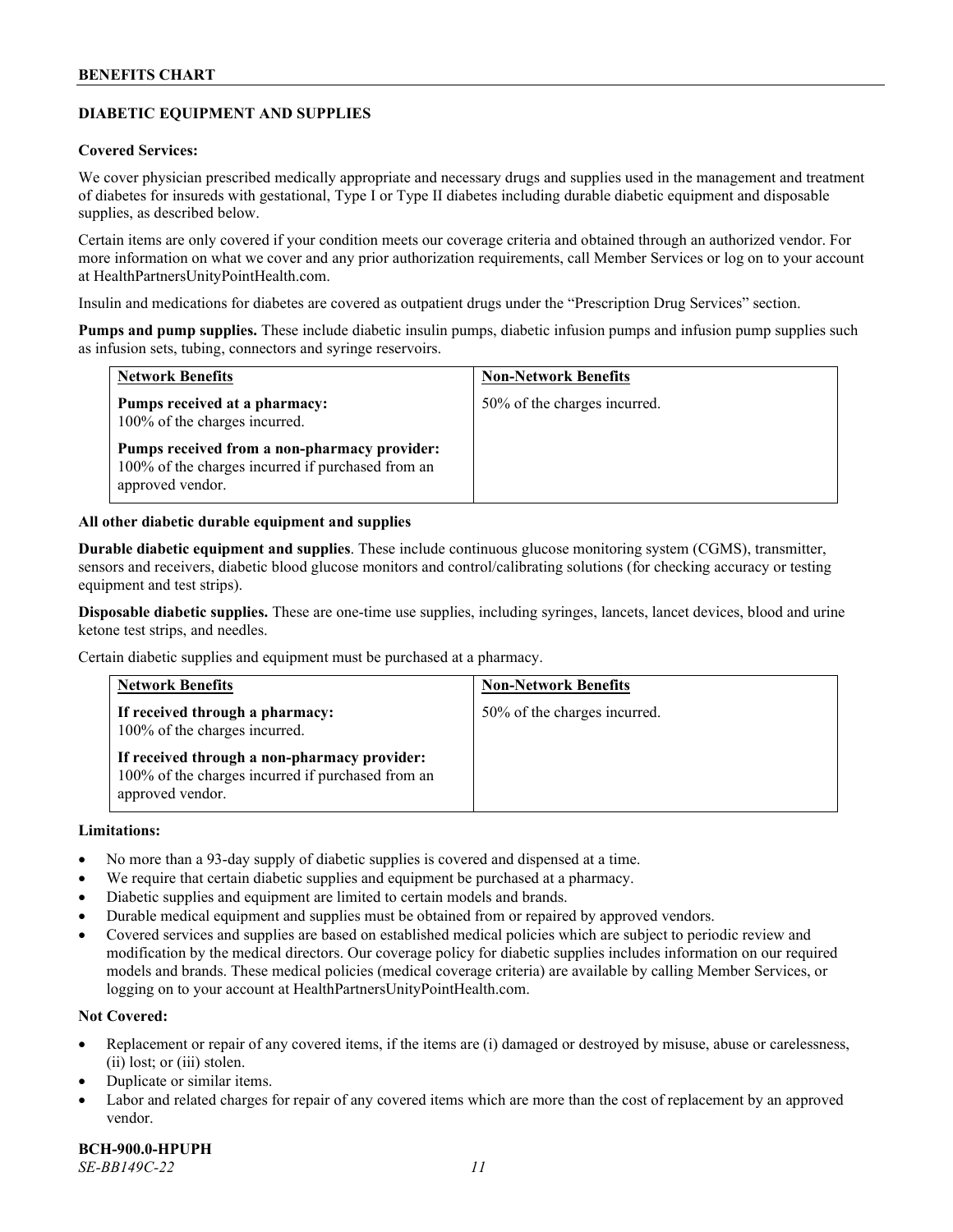## DIABETIC EQUIPMENT AND SUPPLIES

**Covered Services:**

We cover physician prescribed medically appropriate and necessary drugs and supplies used in the management and treatment of diabetes for insureds with gestational, Type I or Type II diabetes including durable diabetic equipment and disposable supplies, as described below.

Certain items are only covered if your condition meets our coverage criteria and obtained through an authorized vendor. For more information on what we cover and any prior authorization requirements, call Member Services or log on to your account at HealthPartnersUnityPointHealth.com.

Insulin and medications for diabetes are covered as outpatient drugs under the "Prescription Drug Services" section.

**Pumps and pump supplies.** These include diabetic insulin pumps, diabetic infusion pumps and infusion pump supplies such as infusion sets, tubing, connectors and syringe reservoirs.

| Network Benefits | Non-Network Benefits |
|---|---|
| **Pumps received at a pharmacy:** 100% of the charges incurred.<br><br>**Pumps received from a non-pharmacy provider:** 100% of the charges incurred if purchased from an approved vendor. | 50% of the charges incurred. |

**All other diabetic durable equipment and supplies**

**Durable diabetic equipment and supplies**. These include continuous glucose monitoring system (CGMS), transmitter, sensors and receivers, diabetic blood glucose monitors and control/calibrating solutions (for checking accuracy or testing equipment and test strips).

**Disposable diabetic supplies.** These are one-time use supplies, including syringes, lancets, lancet devices, blood and urine ketone test strips, and needles.

Certain diabetic supplies and equipment must be purchased at a pharmacy.

| Network Benefits | Non-Network Benefits |
|---|---|
| **If received through a pharmacy:** 100% of the charges incurred.<br><br>**If received through a non-pharmacy provider:** 100% of the charges incurred if purchased from an approved vendor. | 50% of the charges incurred. |

**Limitations:**

- No more than a 93-day supply of diabetic supplies is covered and dispensed at a time.
- We require that certain diabetic supplies and equipment be purchased at a pharmacy.
- Diabetic supplies and equipment are limited to certain models and brands.
- Durable medical equipment and supplies must be obtained from or repaired by approved vendors.
- Covered services and supplies are based on established medical policies which are subject to periodic review and modification by the medical directors. Our coverage policy for diabetic supplies includes information on our required models and brands. These medical policies (medical coverage criteria) are available by calling Member Services, or logging on to your account at HealthPartnersUnityPointHealth.com.

**Not Covered:**

- Replacement or repair of any covered items, if the items are (i) damaged or destroyed by misuse, abuse or carelessness, (ii) lost; or (iii) stolen.
- Duplicate or similar items.
- Labor and related charges for repair of any covered items which are more than the cost of replacement by an approved vendor.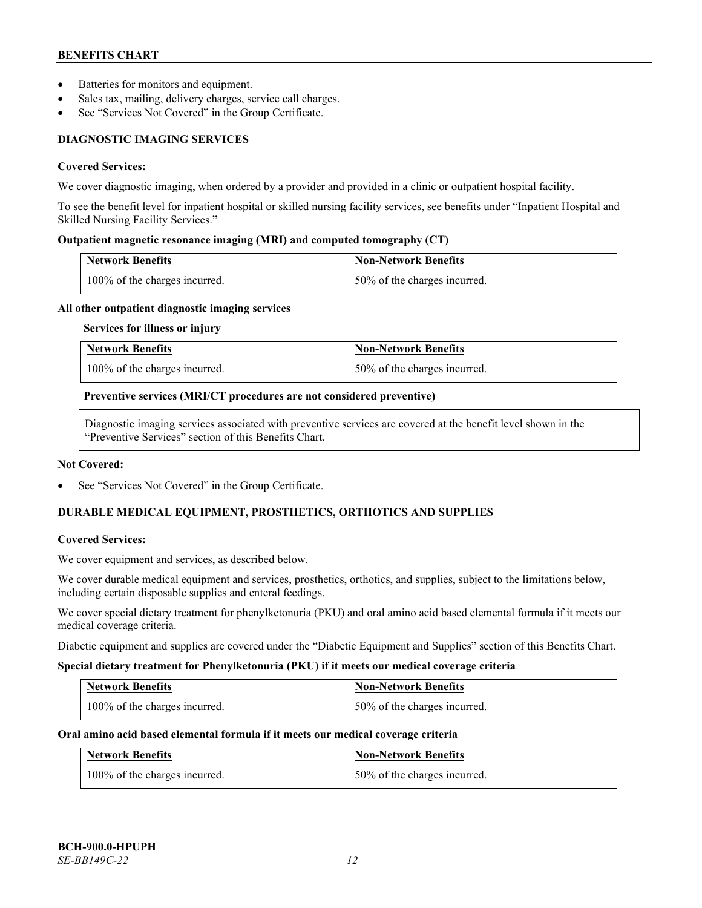- Batteries for monitors and equipment.
- Sales tax, mailing, delivery charges, service call charges.
- See "Services Not Covered" in the Group Certificate.

### DIAGNOSTIC IMAGING SERVICES

**Covered Services:**

We cover diagnostic imaging, when ordered by a provider and provided in a clinic or outpatient hospital facility.

To see the benefit level for inpatient hospital or skilled nursing facility services, see benefits under "Inpatient Hospital and Skilled Nursing Facility Services."

**Outpatient magnetic resonance imaging (MRI) and computed tomography (CT)**

| Network Benefits | Non-Network Benefits |
|---|---|
| 100% of the charges incurred. | 50% of the charges incurred. |

**All other outpatient diagnostic imaging services**

**Services for illness or injury**

| Network Benefits | Non-Network Benefits |
|---|---|
| 100% of the charges incurred. | 50% of the charges incurred. |

**Preventive services (MRI/CT procedures are not considered preventive)**

Diagnostic imaging services associated with preventive services are covered at the benefit level shown in the "Preventive Services" section of this Benefits Chart.

**Not Covered:**

- See "Services Not Covered" in the Group Certificate.

### DURABLE MEDICAL EQUIPMENT, PROSTHETICS, ORTHOTICS AND SUPPLIES

**Covered Services:**

We cover equipment and services, as described below.

We cover durable medical equipment and services, prosthetics, orthotics, and supplies, subject to the limitations below, including certain disposable supplies and enteral feedings.

We cover special dietary treatment for phenylketonuria (PKU) and oral amino acid based elemental formula if it meets our medical coverage criteria.

Diabetic equipment and supplies are covered under the "Diabetic Equipment and Supplies" section of this Benefits Chart.

**Special dietary treatment for Phenylketonuria (PKU) if it meets our medical coverage criteria**

| Network Benefits | Non-Network Benefits |
|---|---|
| 100% of the charges incurred. | 50% of the charges incurred. |

**Oral amino acid based elemental formula if it meets our medical coverage criteria**

| Network Benefits | Non-Network Benefits |
|---|---|
| 100% of the charges incurred. | 50% of the charges incurred. |

BCH-900.0-HPUPH
*SE-BB149C-22*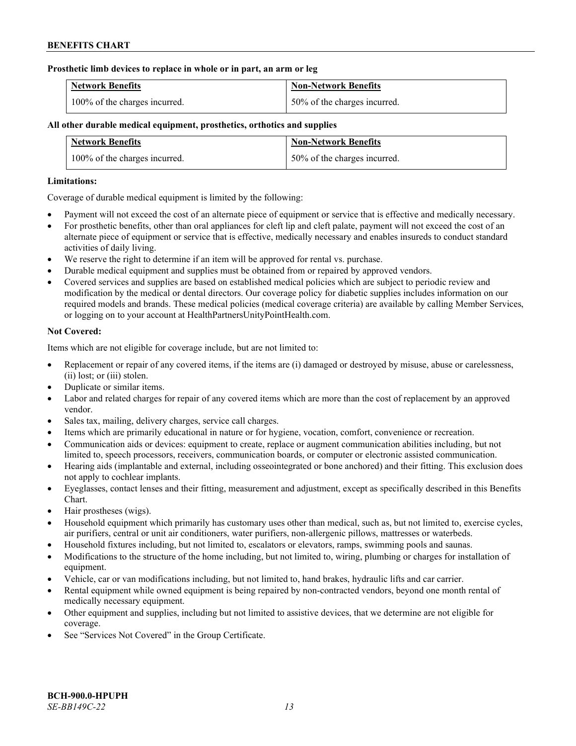**Prosthetic limb devices to replace in whole or in part, an arm or leg**

| Network Benefits | Non-Network Benefits |
|---|---|
| 100% of the charges incurred. | 50% of the charges incurred. |

**All other durable medical equipment, prosthetics, orthotics and supplies**

| Network Benefits | Non-Network Benefits |
|---|---|
| 100% of the charges incurred. | 50% of the charges incurred. |

**Limitations:**

Coverage of durable medical equipment is limited by the following:

- Payment will not exceed the cost of an alternate piece of equipment or service that is effective and medically necessary.
- For prosthetic benefits, other than oral appliances for cleft lip and cleft palate, payment will not exceed the cost of an alternate piece of equipment or service that is effective, medically necessary and enables insureds to conduct standard activities of daily living.
- We reserve the right to determine if an item will be approved for rental vs. purchase.
- Durable medical equipment and supplies must be obtained from or repaired by approved vendors.
- Covered services and supplies are based on established medical policies which are subject to periodic review and modification by the medical or dental directors. Our coverage policy for diabetic supplies includes information on our required models and brands. These medical policies (medical coverage criteria) are available by calling Member Services, or logging on to your account at HealthPartnersUnityPointHealth.com.

**Not Covered:**

Items which are not eligible for coverage include, but are not limited to:

- Replacement or repair of any covered items, if the items are (i) damaged or destroyed by misuse, abuse or carelessness, (ii) lost; or (iii) stolen.
- Duplicate or similar items.
- Labor and related charges for repair of any covered items which are more than the cost of replacement by an approved vendor.
- Sales tax, mailing, delivery charges, service call charges.
- Items which are primarily educational in nature or for hygiene, vocation, comfort, convenience or recreation.
- Communication aids or devices: equipment to create, replace or augment communication abilities including, but not limited to, speech processors, receivers, communication boards, or computer or electronic assisted communication.
- Hearing aids (implantable and external, including osseointegrated or bone anchored) and their fitting. This exclusion does not apply to cochlear implants.
- Eyeglasses, contact lenses and their fitting, measurement and adjustment, except as specifically described in this Benefits Chart.
- Hair prostheses (wigs).
- Household equipment which primarily has customary uses other than medical, such as, but not limited to, exercise cycles, air purifiers, central or unit air conditioners, water purifiers, non-allergenic pillows, mattresses or waterbeds.
- Household fixtures including, but not limited to, escalators or elevators, ramps, swimming pools and saunas.
- Modifications to the structure of the home including, but not limited to, wiring, plumbing or charges for installation of equipment.
- Vehicle, car or van modifications including, but not limited to, hand brakes, hydraulic lifts and car carrier.
- Rental equipment while owned equipment is being repaired by non-contracted vendors, beyond one month rental of medically necessary equipment.
- Other equipment and supplies, including but not limited to assistive devices, that we determine are not eligible for coverage.
- See "Services Not Covered" in the Group Certificate.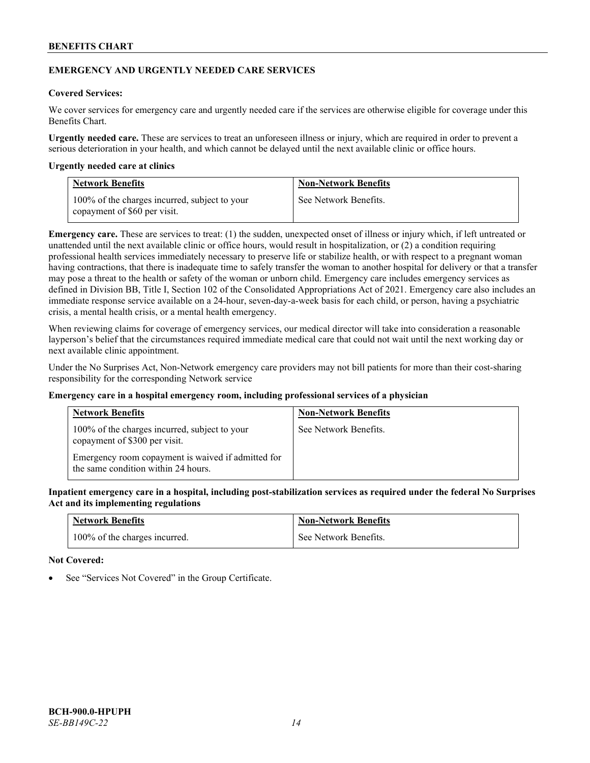## EMERGENCY AND URGENTLY NEEDED CARE SERVICES

**Covered Services:**

We cover services for emergency care and urgently needed care if the services are otherwise eligible for coverage under this Benefits Chart.

**Urgently needed care.** These are services to treat an unforeseen illness or injury, which are required in order to prevent a serious deterioration in your health, and which cannot be delayed until the next available clinic or office hours.

**Urgently needed care at clinics**

| Network Benefits | Non-Network Benefits |
|---|---|
| 100% of the charges incurred, subject to your copayment of $60 per visit. | See Network Benefits. |

**Emergency care.** These are services to treat: (1) the sudden, unexpected onset of illness or injury which, if left untreated or unattended until the next available clinic or office hours, would result in hospitalization, or (2) a condition requiring professional health services immediately necessary to preserve life or stabilize health, or with respect to a pregnant woman having contractions, that there is inadequate time to safely transfer the woman to another hospital for delivery or that a transfer may pose a threat to the health or safety of the woman or unborn child. Emergency care includes emergency services as defined in Division BB, Title I, Section 102 of the Consolidated Appropriations Act of 2021. Emergency care also includes an immediate response service available on a 24-hour, seven-day-a-week basis for each child, or person, having a psychiatric crisis, a mental health crisis, or a mental health emergency.

When reviewing claims for coverage of emergency services, our medical director will take into consideration a reasonable layperson's belief that the circumstances required immediate medical care that could not wait until the next working day or next available clinic appointment.

Under the No Surprises Act, Non-Network emergency care providers may not bill patients for more than their cost-sharing responsibility for the corresponding Network service

**Emergency care in a hospital emergency room, including professional services of a physician**

| Network Benefits | Non-Network Benefits |
|---|---|
| 100% of the charges incurred, subject to your copayment of $300 per visit.<br><br>Emergency room copayment is waived if admitted for the same condition within 24 hours. | See Network Benefits. |

**Inpatient emergency care in a hospital, including post-stabilization services as required under the federal No Surprises Act and its implementing regulations**

| Network Benefits | Non-Network Benefits |
|---|---|
| 100% of the charges incurred. | See Network Benefits. |

**Not Covered:**

- See "Services Not Covered" in the Group Certificate.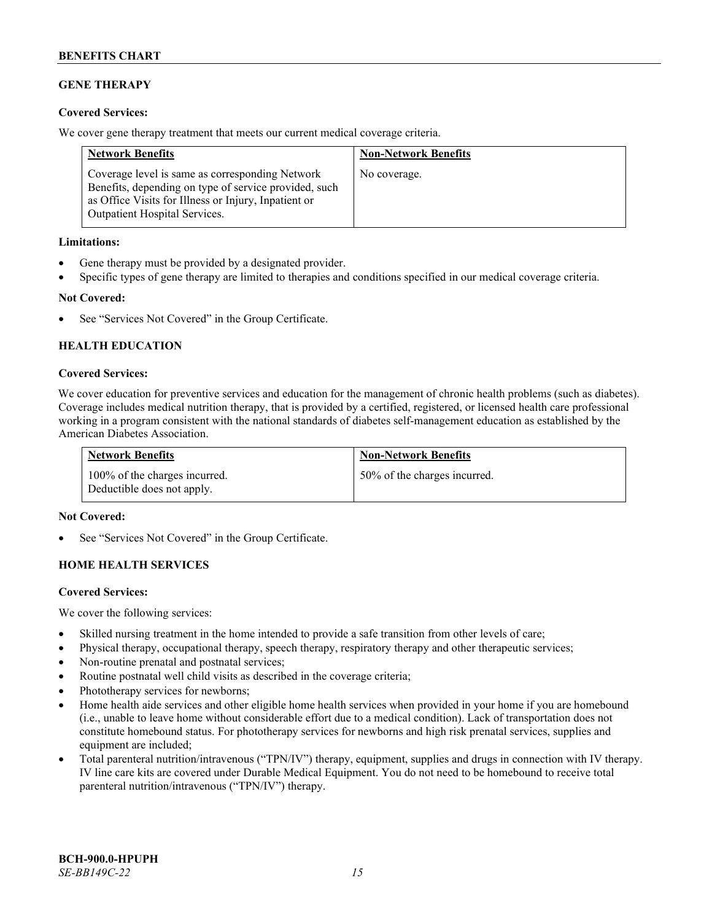## GENE THERAPY

**Covered Services:**

We cover gene therapy treatment that meets our current medical coverage criteria.

| Network Benefits | Non-Network Benefits |
| --- | --- |
| Coverage level is same as corresponding Network Benefits, depending on type of service provided, such as Office Visits for Illness or Injury, Inpatient or Outpatient Hospital Services. | No coverage. |

**Limitations:**

- Gene therapy must be provided by a designated provider.
- Specific types of gene therapy are limited to therapies and conditions specified in our medical coverage criteria.

**Not Covered:**

- See "Services Not Covered" in the Group Certificate.

## HEALTH EDUCATION

**Covered Services:**

We cover education for preventive services and education for the management of chronic health problems (such as diabetes). Coverage includes medical nutrition therapy, that is provided by a certified, registered, or licensed health care professional working in a program consistent with the national standards of diabetes self-management education as established by the American Diabetes Association.

| Network Benefits | Non-Network Benefits |
| --- | --- |
| 100% of the charges incurred. Deductible does not apply. | 50% of the charges incurred. |

**Not Covered:**

- See "Services Not Covered" in the Group Certificate.

## HOME HEALTH SERVICES

**Covered Services:**

We cover the following services:

- Skilled nursing treatment in the home intended to provide a safe transition from other levels of care;
- Physical therapy, occupational therapy, speech therapy, respiratory therapy and other therapeutic services;
- Non-routine prenatal and postnatal services;
- Routine postnatal well child visits as described in the coverage criteria;
- Phototherapy services for newborns;
- Home health aide services and other eligible home health services when provided in your home if you are homebound (i.e., unable to leave home without considerable effort due to a medical condition). Lack of transportation does not constitute homebound status. For phototherapy services for newborns and high risk prenatal services, supplies and equipment are included;
- Total parenteral nutrition/intravenous ("TPN/IV") therapy, equipment, supplies and drugs in connection with IV therapy. IV line care kits are covered under Durable Medical Equipment. You do not need to be homebound to receive total parenteral nutrition/intravenous ("TPN/IV") therapy.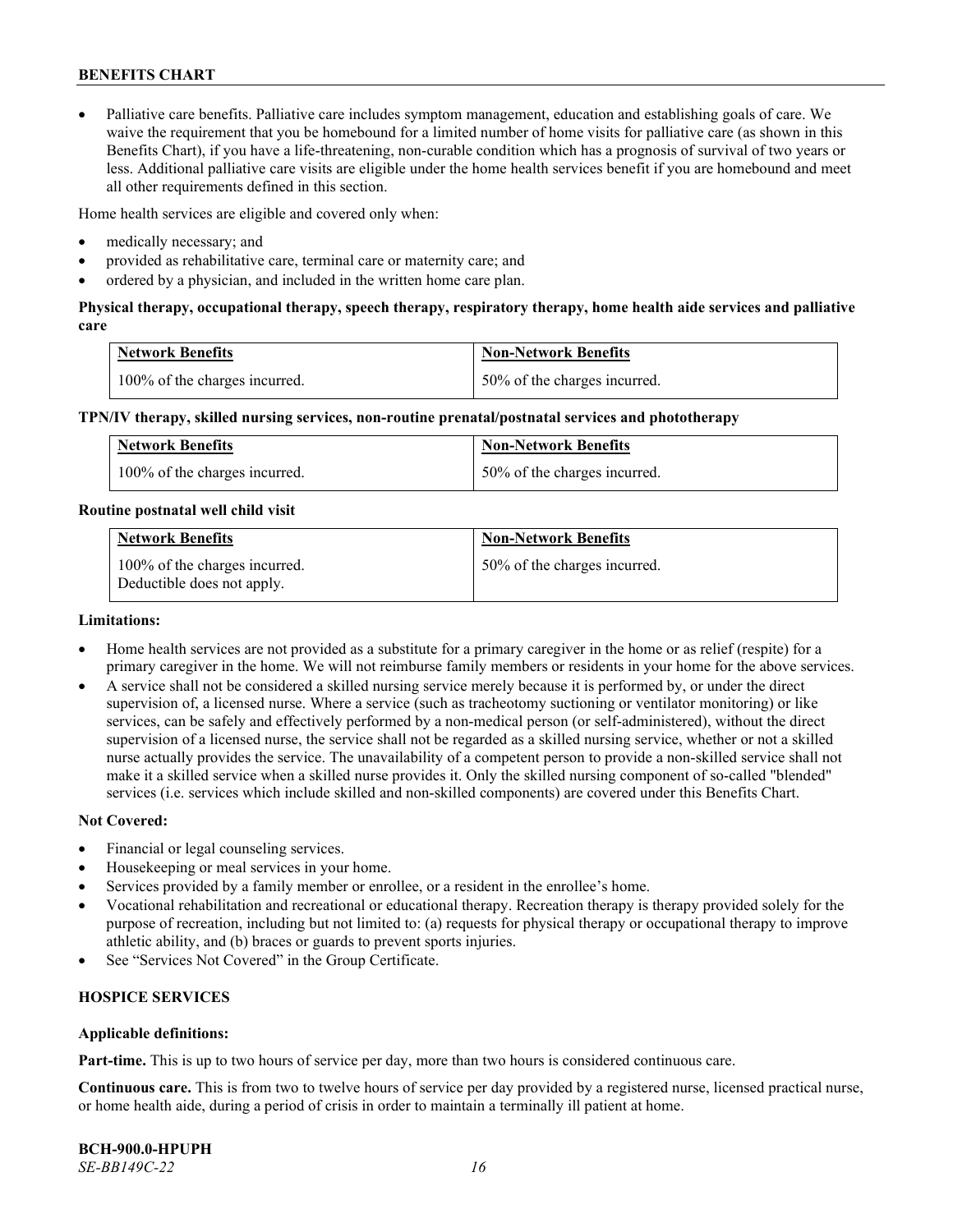- Palliative care benefits. Palliative care includes symptom management, education and establishing goals of care. We waive the requirement that you be homebound for a limited number of home visits for palliative care (as shown in this Benefits Chart), if you have a life-threatening, non-curable condition which has a prognosis of survival of two years or less. Additional palliative care visits are eligible under the home health services benefit if you are homebound and meet all other requirements defined in this section.

Home health services are eligible and covered only when:

- medically necessary; and
- provided as rehabilitative care, terminal care or maternity care; and
- ordered by a physician, and included in the written home care plan.

**Physical therapy, occupational therapy, speech therapy, respiratory therapy, home health aide services and palliative care**

| Network Benefits | Non-Network Benefits |
|---|---|
| 100% of the charges incurred. | 50% of the charges incurred. |

**TPN/IV therapy, skilled nursing services, non-routine prenatal/postnatal services and phototherapy**

| Network Benefits | Non-Network Benefits |
|---|---|
| 100% of the charges incurred. | 50% of the charges incurred. |

**Routine postnatal well child visit**

| Network Benefits | Non-Network Benefits |
|---|---|
| 100% of the charges incurred. Deductible does not apply. | 50% of the charges incurred. |

**Limitations:**

- Home health services are not provided as a substitute for a primary caregiver in the home or as relief (respite) for a primary caregiver in the home. We will not reimburse family members or residents in your home for the above services.
- A service shall not be considered a skilled nursing service merely because it is performed by, or under the direct supervision of, a licensed nurse. Where a service (such as tracheotomy suctioning or ventilator monitoring) or like services, can be safely and effectively performed by a non-medical person (or self-administered), without the direct supervision of a licensed nurse, the service shall not be regarded as a skilled nursing service, whether or not a skilled nurse actually provides the service. The unavailability of a competent person to provide a non-skilled service shall not make it a skilled service when a skilled nurse provides it. Only the skilled nursing component of so-called "blended" services (i.e. services which include skilled and non-skilled components) are covered under this Benefits Chart.

**Not Covered:**

- Financial or legal counseling services.
- Housekeeping or meal services in your home.
- Services provided by a family member or enrollee, or a resident in the enrollee's home.
- Vocational rehabilitation and recreational or educational therapy. Recreation therapy is therapy provided solely for the purpose of recreation, including but not limited to: (a) requests for physical therapy or occupational therapy to improve athletic ability, and (b) braces or guards to prevent sports injuries.
- See "Services Not Covered" in the Group Certificate.

## HOSPICE SERVICES

**Applicable definitions:**

**Part-time.** This is up to two hours of service per day, more than two hours is considered continuous care.

**Continuous care.** This is from two to twelve hours of service per day provided by a registered nurse, licensed practical nurse, or home health aide, during a period of crisis in order to maintain a terminally ill patient at home.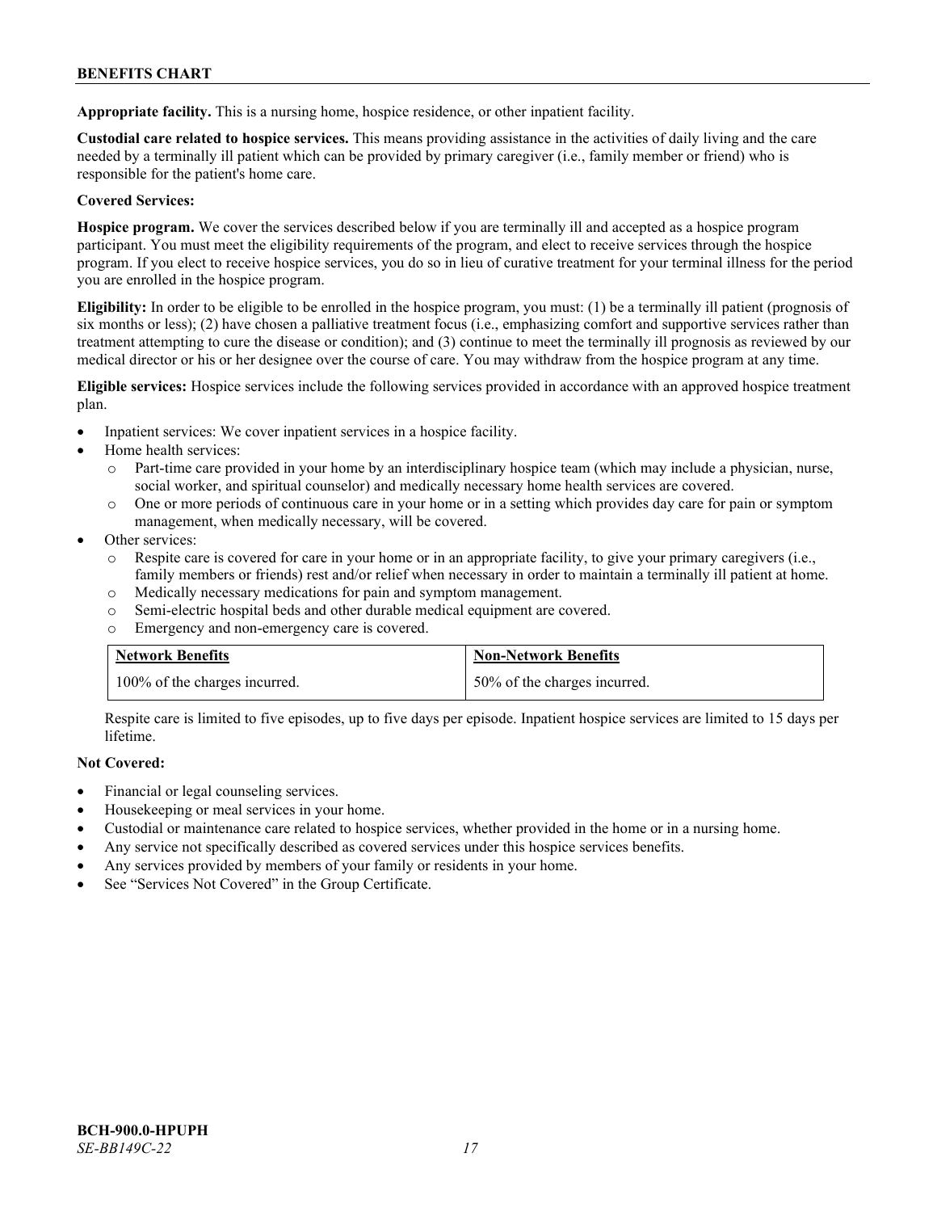**Appropriate facility.** This is a nursing home, hospice residence, or other inpatient facility.

**Custodial care related to hospice services.** This means providing assistance in the activities of daily living and the care needed by a terminally ill patient which can be provided by primary caregiver (i.e., family member or friend) who is responsible for the patient's home care.

**Covered Services:**

**Hospice program.** We cover the services described below if you are terminally ill and accepted as a hospice program participant. You must meet the eligibility requirements of the program, and elect to receive services through the hospice program. If you elect to receive hospice services, you do so in lieu of curative treatment for your terminal illness for the period you are enrolled in the hospice program.

**Eligibility:** In order to be eligible to be enrolled in the hospice program, you must: (1) be a terminally ill patient (prognosis of six months or less); (2) have chosen a palliative treatment focus (i.e., emphasizing comfort and supportive services rather than treatment attempting to cure the disease or condition); and (3) continue to meet the terminally ill prognosis as reviewed by our medical director or his or her designee over the course of care. You may withdraw from the hospice program at any time.

**Eligible services:** Hospice services include the following services provided in accordance with an approved hospice treatment plan.

- Inpatient services: We cover inpatient services in a hospice facility.
- Home health services:
  - Part-time care provided in your home by an interdisciplinary hospice team (which may include a physician, nurse, social worker, and spiritual counselor) and medically necessary home health services are covered.
  - One or more periods of continuous care in your home or in a setting which provides day care for pain or symptom management, when medically necessary, will be covered.
- Other services:
  - Respite care is covered for care in your home or in an appropriate facility, to give your primary caregivers (i.e., family members or friends) rest and/or relief when necessary in order to maintain a terminally ill patient at home.
  - Medically necessary medications for pain and symptom management.
  - Semi-electric hospital beds and other durable medical equipment are covered.
  - Emergency and non-emergency care is covered.

| Network Benefits | Non-Network Benefits |
|---|---|
| 100% of the charges incurred. | 50% of the charges incurred. |

Respite care is limited to five episodes, up to five days per episode. Inpatient hospice services are limited to 15 days per lifetime.

**Not Covered:**

- Financial or legal counseling services.
- Housekeeping or meal services in your home.
- Custodial or maintenance care related to hospice services, whether provided in the home or in a nursing home.
- Any service not specifically described as covered services under this hospice services benefits.
- Any services provided by members of your family or residents in your home.
- See "Services Not Covered" in the Group Certificate.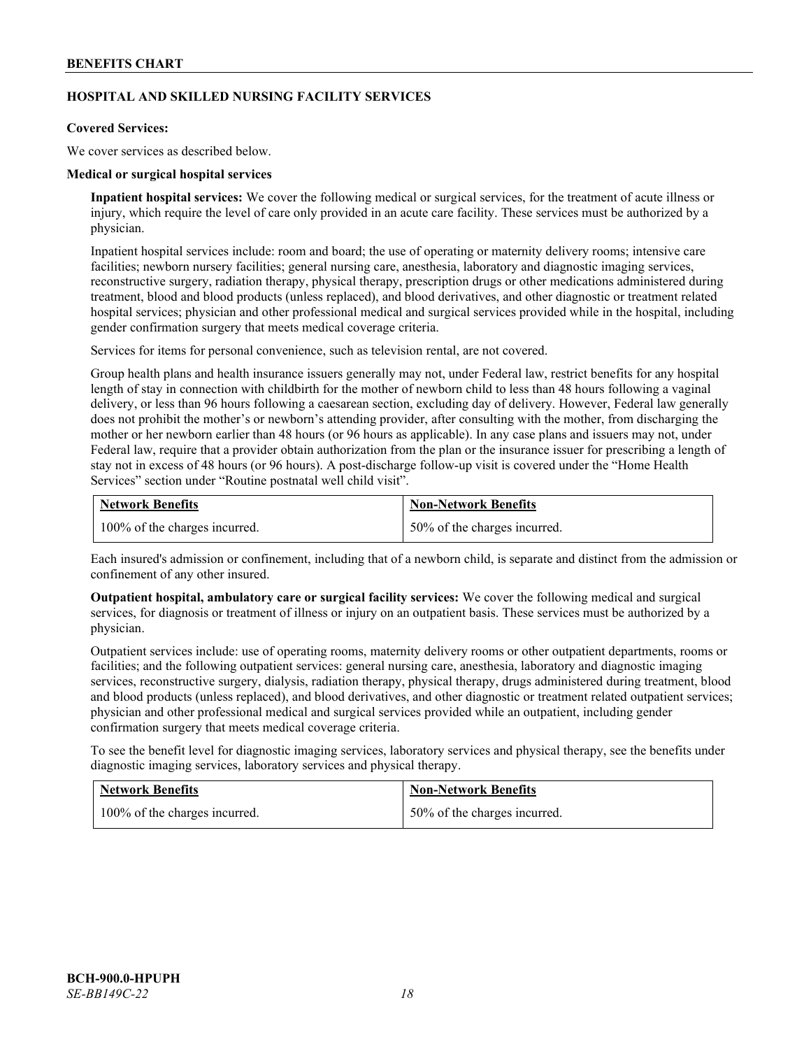## HOSPITAL AND SKILLED NURSING FACILITY SERVICES

**Covered Services:**

We cover services as described below.

**Medical or surgical hospital services**

**Inpatient hospital services:** We cover the following medical or surgical services, for the treatment of acute illness or injury, which require the level of care only provided in an acute care facility. These services must be authorized by a physician.

Inpatient hospital services include: room and board; the use of operating or maternity delivery rooms; intensive care facilities; newborn nursery facilities; general nursing care, anesthesia, laboratory and diagnostic imaging services, reconstructive surgery, radiation therapy, physical therapy, prescription drugs or other medications administered during treatment, blood and blood products (unless replaced), and blood derivatives, and other diagnostic or treatment related hospital services; physician and other professional medical and surgical services provided while in the hospital, including gender confirmation surgery that meets medical coverage criteria.

Services for items for personal convenience, such as television rental, are not covered.

Group health plans and health insurance issuers generally may not, under Federal law, restrict benefits for any hospital length of stay in connection with childbirth for the mother of newborn child to less than 48 hours following a vaginal delivery, or less than 96 hours following a caesarean section, excluding day of delivery. However, Federal law generally does not prohibit the mother's or newborn's attending provider, after consulting with the mother, from discharging the mother or her newborn earlier than 48 hours (or 96 hours as applicable). In any case plans and issuers may not, under Federal law, require that a provider obtain authorization from the plan or the insurance issuer for prescribing a length of stay not in excess of 48 hours (or 96 hours). A post-discharge follow-up visit is covered under the "Home Health Services" section under "Routine postnatal well child visit".

| Network Benefits | Non-Network Benefits |
|---|---|
| 100% of the charges incurred. | 50% of the charges incurred. |

Each insured's admission or confinement, including that of a newborn child, is separate and distinct from the admission or confinement of any other insured.

**Outpatient hospital, ambulatory care or surgical facility services:** We cover the following medical and surgical services, for diagnosis or treatment of illness or injury on an outpatient basis. These services must be authorized by a physician.

Outpatient services include: use of operating rooms, maternity delivery rooms or other outpatient departments, rooms or facilities; and the following outpatient services: general nursing care, anesthesia, laboratory and diagnostic imaging services, reconstructive surgery, dialysis, radiation therapy, physical therapy, drugs administered during treatment, blood and blood products (unless replaced), and blood derivatives, and other diagnostic or treatment related outpatient services; physician and other professional medical and surgical services provided while an outpatient, including gender confirmation surgery that meets medical coverage criteria.

To see the benefit level for diagnostic imaging services, laboratory services and physical therapy, see the benefits under diagnostic imaging services, laboratory services and physical therapy.

| Network Benefits | Non-Network Benefits |
|---|---|
| 100% of the charges incurred. | 50% of the charges incurred. |

BCH-900.0-HPUPH
*SE-BB149C-22*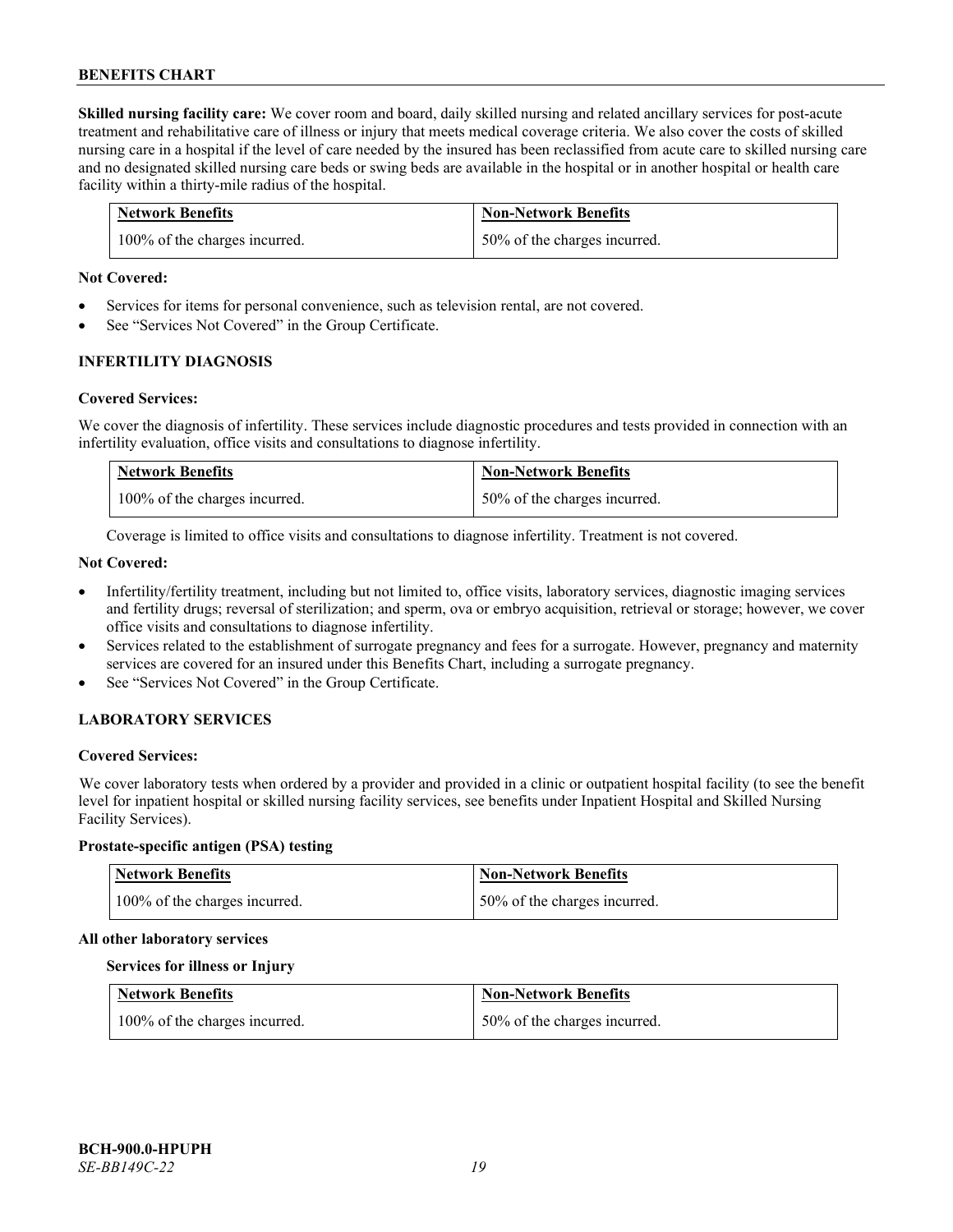**Skilled nursing facility care:** We cover room and board, daily skilled nursing and related ancillary services for post-acute treatment and rehabilitative care of illness or injury that meets medical coverage criteria. We also cover the costs of skilled nursing care in a hospital if the level of care needed by the insured has been reclassified from acute care to skilled nursing care and no designated skilled nursing care beds or swing beds are available in the hospital or in another hospital or health care facility within a thirty-mile radius of the hospital.

| Network Benefits | Non-Network Benefits |
|---|---|
| 100% of the charges incurred. | 50% of the charges incurred. |

**Not Covered:**

- Services for items for personal convenience, such as television rental, are not covered.
- See "Services Not Covered" in the Group Certificate.

## INFERTILITY DIAGNOSIS

**Covered Services:**

We cover the diagnosis of infertility. These services include diagnostic procedures and tests provided in connection with an infertility evaluation, office visits and consultations to diagnose infertility.

| Network Benefits | Non-Network Benefits |
|---|---|
| 100% of the charges incurred. | 50% of the charges incurred. |

Coverage is limited to office visits and consultations to diagnose infertility. Treatment is not covered.

**Not Covered:**

- Infertility/fertility treatment, including but not limited to, office visits, laboratory services, diagnostic imaging services and fertility drugs; reversal of sterilization; and sperm, ova or embryo acquisition, retrieval or storage; however, we cover office visits and consultations to diagnose infertility.
- Services related to the establishment of surrogate pregnancy and fees for a surrogate. However, pregnancy and maternity services are covered for an insured under this Benefits Chart, including a surrogate pregnancy.
- See "Services Not Covered" in the Group Certificate.

## LABORATORY SERVICES

**Covered Services:**

We cover laboratory tests when ordered by a provider and provided in a clinic or outpatient hospital facility (to see the benefit level for inpatient hospital or skilled nursing facility services, see benefits under Inpatient Hospital and Skilled Nursing Facility Services).

**Prostate-specific antigen (PSA) testing**

| Network Benefits | Non-Network Benefits |
|---|---|
| 100% of the charges incurred. | 50% of the charges incurred. |

**All other laboratory services**

**Services for illness or Injury**

| Network Benefits | Non-Network Benefits |
|---|---|
| 100% of the charges incurred. | 50% of the charges incurred. |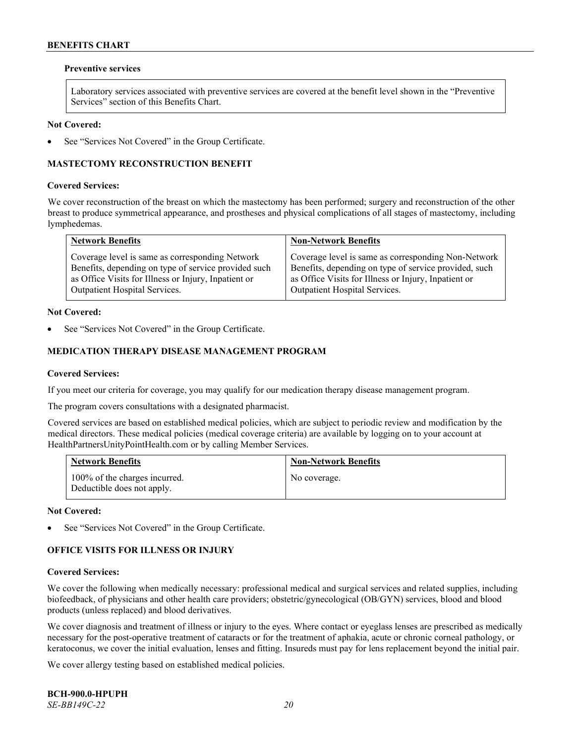**Preventive services**

| Laboratory services associated with preventive services are covered at the benefit level shown in the "Preventive Services" section of this Benefits Chart. |
|---|

**Not Covered:**

- See "Services Not Covered" in the Group Certificate.

## MASTECTOMY RECONSTRUCTION BENEFIT

**Covered Services:**

We cover reconstruction of the breast on which the mastectomy has been performed; surgery and reconstruction of the other breast to produce symmetrical appearance, and prostheses and physical complications of all stages of mastectomy, including lymphedemas.

| Network Benefits | Non-Network Benefits |
|---|---|
| Coverage level is same as corresponding Network Benefits, depending on type of service provided such as Office Visits for Illness or Injury, Inpatient or Outpatient Hospital Services. | Coverage level is same as corresponding Non-Network Benefits, depending on type of service provided, such as Office Visits for Illness or Injury, Inpatient or Outpatient Hospital Services. |

**Not Covered:**

- See "Services Not Covered" in the Group Certificate.

## MEDICATION THERAPY DISEASE MANAGEMENT PROGRAM

**Covered Services:**

If you meet our criteria for coverage, you may qualify for our medication therapy disease management program.

The program covers consultations with a designated pharmacist.

Covered services are based on established medical policies, which are subject to periodic review and modification by the medical directors. These medical policies (medical coverage criteria) are available by logging on to your account at HealthPartnersUnityPointHealth.com or by calling Member Services.

| Network Benefits | Non-Network Benefits |
|---|---|
| 100% of the charges incurred. Deductible does not apply. | No coverage. |

**Not Covered:**

- See "Services Not Covered" in the Group Certificate.

## OFFICE VISITS FOR ILLNESS OR INJURY

**Covered Services:**

We cover the following when medically necessary: professional medical and surgical services and related supplies, including biofeedback, of physicians and other health care providers; obstetric/gynecological (OB/GYN) services, blood and blood products (unless replaced) and blood derivatives.

We cover diagnosis and treatment of illness or injury to the eyes. Where contact or eyeglass lenses are prescribed as medically necessary for the post-operative treatment of cataracts or for the treatment of aphakia, acute or chronic corneal pathology, or keratoconus, we cover the initial evaluation, lenses and fitting. Insureds must pay for lens replacement beyond the initial pair.

We cover allergy testing based on established medical policies.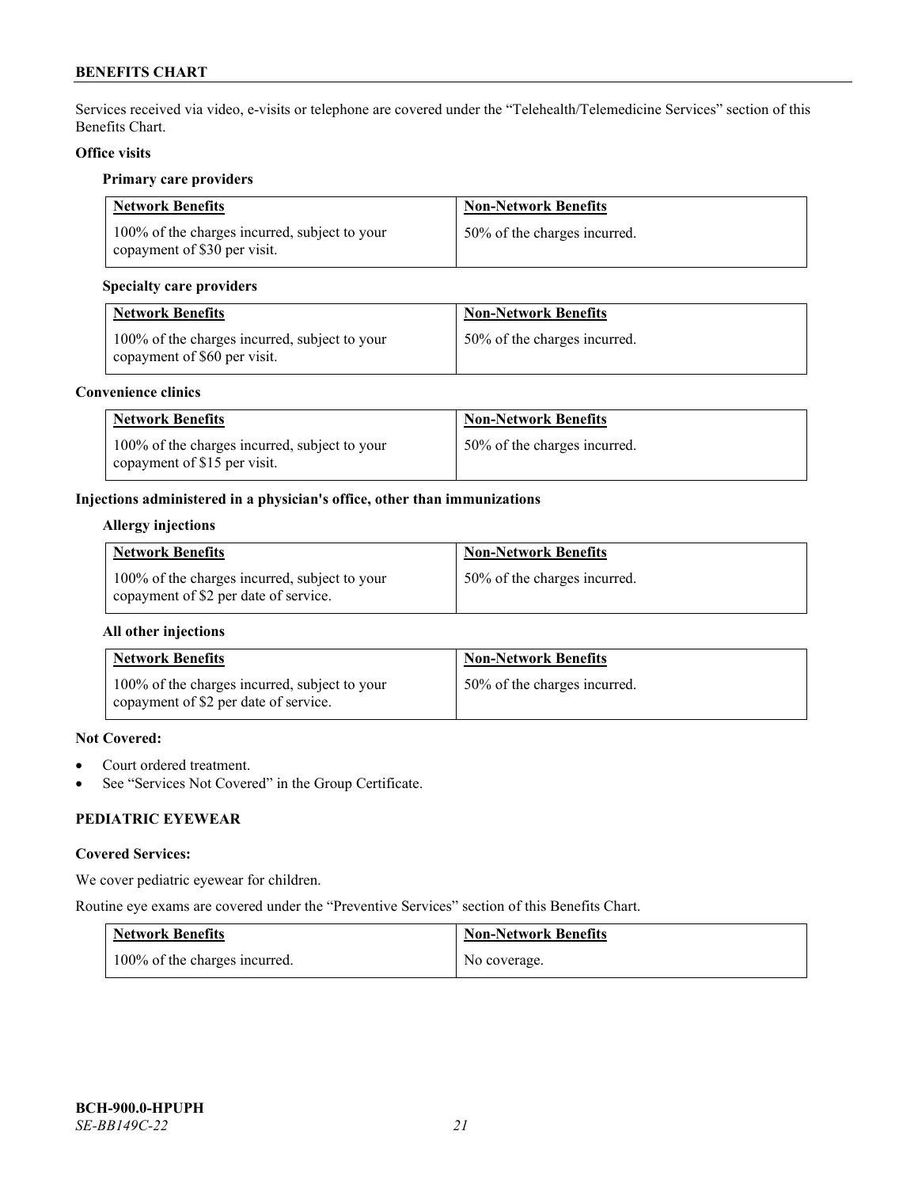Services received via video, e-visits or telephone are covered under the "Telehealth/Telemedicine Services" section of this Benefits Chart.

**Office visits**

**Primary care providers**

| Network Benefits | Non-Network Benefits |
|---|---|
| 100% of the charges incurred, subject to your copayment of $30 per visit. | 50% of the charges incurred. |

**Specialty care providers**

| Network Benefits | Non-Network Benefits |
|---|---|
| 100% of the charges incurred, subject to your copayment of $60 per visit. | 50% of the charges incurred. |

**Convenience clinics**

| Network Benefits | Non-Network Benefits |
|---|---|
| 100% of the charges incurred, subject to your copayment of $15 per visit. | 50% of the charges incurred. |

**Injections administered in a physician's office, other than immunizations**

**Allergy injections**

| Network Benefits | Non-Network Benefits |
|---|---|
| 100% of the charges incurred, subject to your copayment of $2 per date of service. | 50% of the charges incurred. |

**All other injections**

| Network Benefits | Non-Network Benefits |
|---|---|
| 100% of the charges incurred, subject to your copayment of $2 per date of service. | 50% of the charges incurred. |

**Not Covered:**

- Court ordered treatment.
- See "Services Not Covered" in the Group Certificate.

## PEDIATRIC EYEWEAR

**Covered Services:**

We cover pediatric eyewear for children.

Routine eye exams are covered under the "Preventive Services" section of this Benefits Chart.

| Network Benefits | Non-Network Benefits |
|---|---|
| 100% of the charges incurred. | No coverage. |

**BCH-900.0-HPUPH**
*SE-BB149C-22*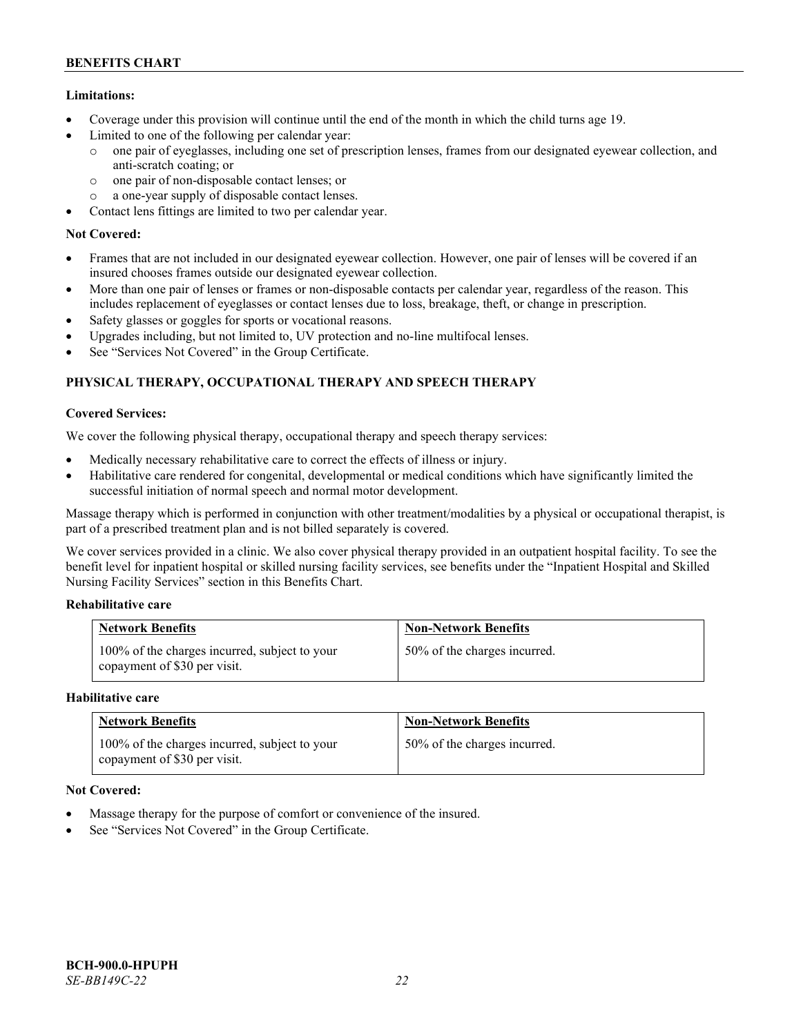**Limitations:**

- Coverage under this provision will continue until the end of the month in which the child turns age 19.
- Limited to one of the following per calendar year:
  - one pair of eyeglasses, including one set of prescription lenses, frames from our designated eyewear collection, and anti-scratch coating; or
  - one pair of non-disposable contact lenses; or
  - a one-year supply of disposable contact lenses.
- Contact lens fittings are limited to two per calendar year.

**Not Covered:**

- Frames that are not included in our designated eyewear collection. However, one pair of lenses will be covered if an insured chooses frames outside our designated eyewear collection.
- More than one pair of lenses or frames or non-disposable contacts per calendar year, regardless of the reason. This includes replacement of eyeglasses or contact lenses due to loss, breakage, theft, or change in prescription.
- Safety glasses or goggles for sports or vocational reasons.
- Upgrades including, but not limited to, UV protection and no-line multifocal lenses.
- See "Services Not Covered" in the Group Certificate.

## PHYSICAL THERAPY, OCCUPATIONAL THERAPY AND SPEECH THERAPY

**Covered Services:**

We cover the following physical therapy, occupational therapy and speech therapy services:

- Medically necessary rehabilitative care to correct the effects of illness or injury.
- Habilitative care rendered for congenital, developmental or medical conditions which have significantly limited the successful initiation of normal speech and normal motor development.

Massage therapy which is performed in conjunction with other treatment/modalities by a physical or occupational therapist, is part of a prescribed treatment plan and is not billed separately is covered.

We cover services provided in a clinic. We also cover physical therapy provided in an outpatient hospital facility. To see the benefit level for inpatient hospital or skilled nursing facility services, see benefits under the "Inpatient Hospital and Skilled Nursing Facility Services" section in this Benefits Chart.

**Rehabilitative care**

| Network Benefits | Non-Network Benefits |
|---|---|
| 100% of the charges incurred, subject to your copayment of $30 per visit. | 50% of the charges incurred. |

**Habilitative care**

| Network Benefits | Non-Network Benefits |
|---|---|
| 100% of the charges incurred, subject to your copayment of $30 per visit. | 50% of the charges incurred. |

**Not Covered:**

- Massage therapy for the purpose of comfort or convenience of the insured.
- See "Services Not Covered" in the Group Certificate.

**BCH-900.0-HPUPH**
*SE-BB149C-22*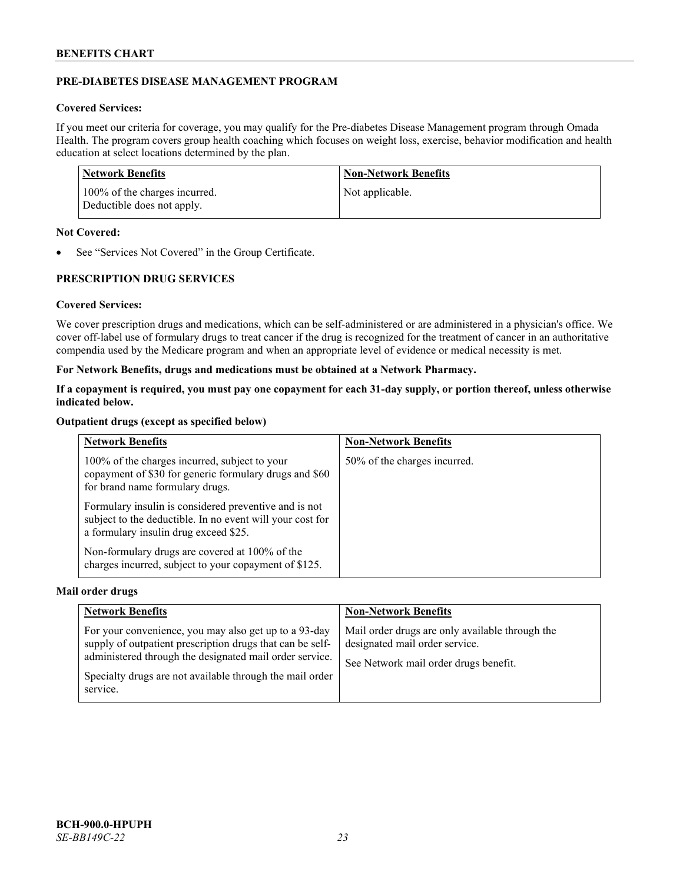## PRE-DIABETES DISEASE MANAGEMENT PROGRAM

**Covered Services:**

If you meet our criteria for coverage, you may qualify for the Pre-diabetes Disease Management program through Omada Health. The program covers group health coaching which focuses on weight loss, exercise, behavior modification and health education at select locations determined by the plan.

| Network Benefits | Non-Network Benefits |
|---|---|
| 100% of the charges incurred. Deductible does not apply. | Not applicable. |

**Not Covered:**

- See "Services Not Covered" in the Group Certificate.

## PRESCRIPTION DRUG SERVICES

**Covered Services:**

We cover prescription drugs and medications, which can be self-administered or are administered in a physician's office. We cover off-label use of formulary drugs to treat cancer if the drug is recognized for the treatment of cancer in an authoritative compendia used by the Medicare program and when an appropriate level of evidence or medical necessity is met.

**For Network Benefits, drugs and medications must be obtained at a Network Pharmacy.**

**If a copayment is required, you must pay one copayment for each 31-day supply, or portion thereof, unless otherwise indicated below.**

**Outpatient drugs (except as specified below)**

| Network Benefits | Non-Network Benefits |
|---|---|
| 100% of the charges incurred, subject to your copayment of $30 for generic formulary drugs and $60 for brand name formulary drugs.<br><br>Formulary insulin is considered preventive and is not subject to the deductible. In no event will your cost for a formulary insulin drug exceed $25.<br><br>Non-formulary drugs are covered at 100% of the charges incurred, subject to your copayment of $125. | 50% of the charges incurred. |

**Mail order drugs**

| Network Benefits | Non-Network Benefits |
|---|---|
| For your convenience, you may also get up to a 93-day supply of outpatient prescription drugs that can be self-administered through the designated mail order service.<br><br>Specialty drugs are not available through the mail order service. | Mail order drugs are only available through the designated mail order service.<br><br>See Network mail order drugs benefit. |

BCH-900.0-HPUPH
*SE-BB149C-22*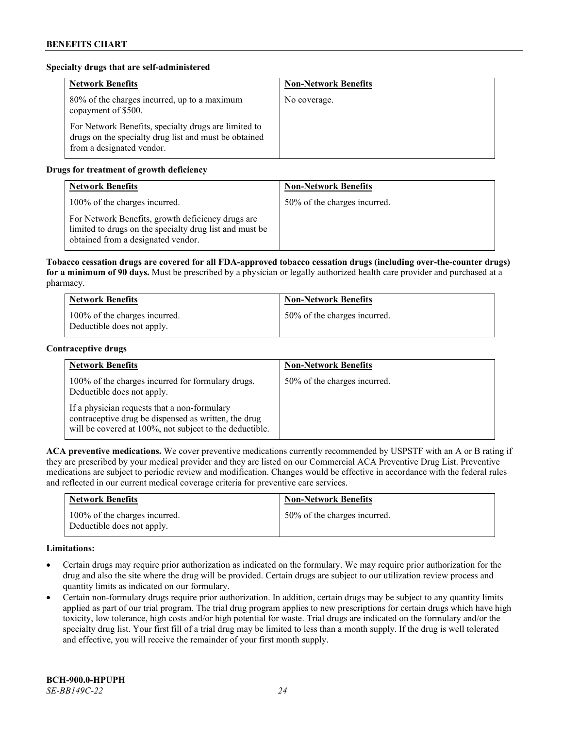**Specialty drugs that are self-administered**

| Network Benefits | Non-Network Benefits |
|---|---|
| 80% of the charges incurred, up to a maximum copayment of $500.<br><br>For Network Benefits, specialty drugs are limited to drugs on the specialty drug list and must be obtained from a designated vendor. | No coverage. |

**Drugs for treatment of growth deficiency**

| Network Benefits | Non-Network Benefits |
|---|---|
| 100% of the charges incurred.<br><br>For Network Benefits, growth deficiency drugs are limited to drugs on the specialty drug list and must be obtained from a designated vendor. | 50% of the charges incurred. |

**Tobacco cessation drugs are covered for all FDA-approved tobacco cessation drugs (including over-the-counter drugs) for a minimum of 90 days.** Must be prescribed by a physician or legally authorized health care provider and purchased at a pharmacy.

| Network Benefits | Non-Network Benefits |
|---|---|
| 100% of the charges incurred.<br>Deductible does not apply. | 50% of the charges incurred. |

**Contraceptive drugs**

| Network Benefits | Non-Network Benefits |
|---|---|
| 100% of the charges incurred for formulary drugs. Deductible does not apply.<br><br>If a physician requests that a non-formulary contraceptive drug be dispensed as written, the drug will be covered at 100%, not subject to the deductible. | 50% of the charges incurred. |

**ACA preventive medications.** We cover preventive medications currently recommended by USPSTF with an A or B rating if they are prescribed by your medical provider and they are listed on our Commercial ACA Preventive Drug List. Preventive medications are subject to periodic review and modification. Changes would be effective in accordance with the federal rules and reflected in our current medical coverage criteria for preventive care services.

| Network Benefits | Non-Network Benefits |
|---|---|
| 100% of the charges incurred.<br>Deductible does not apply. | 50% of the charges incurred. |

**Limitations:**

- Certain drugs may require prior authorization as indicated on the formulary. We may require prior authorization for the drug and also the site where the drug will be provided. Certain drugs are subject to our utilization review process and quantity limits as indicated on our formulary.
- Certain non-formulary drugs require prior authorization. In addition, certain drugs may be subject to any quantity limits applied as part of our trial program. The trial drug program applies to new prescriptions for certain drugs which have high toxicity, low tolerance, high costs and/or high potential for waste. Trial drugs are indicated on the formulary and/or the specialty drug list. Your first fill of a trial drug may be limited to less than a month supply. If the drug is well tolerated and effective, you will receive the remainder of your first month supply.

**BCH-900.0-HPUPH**
*SE-BB149C-22*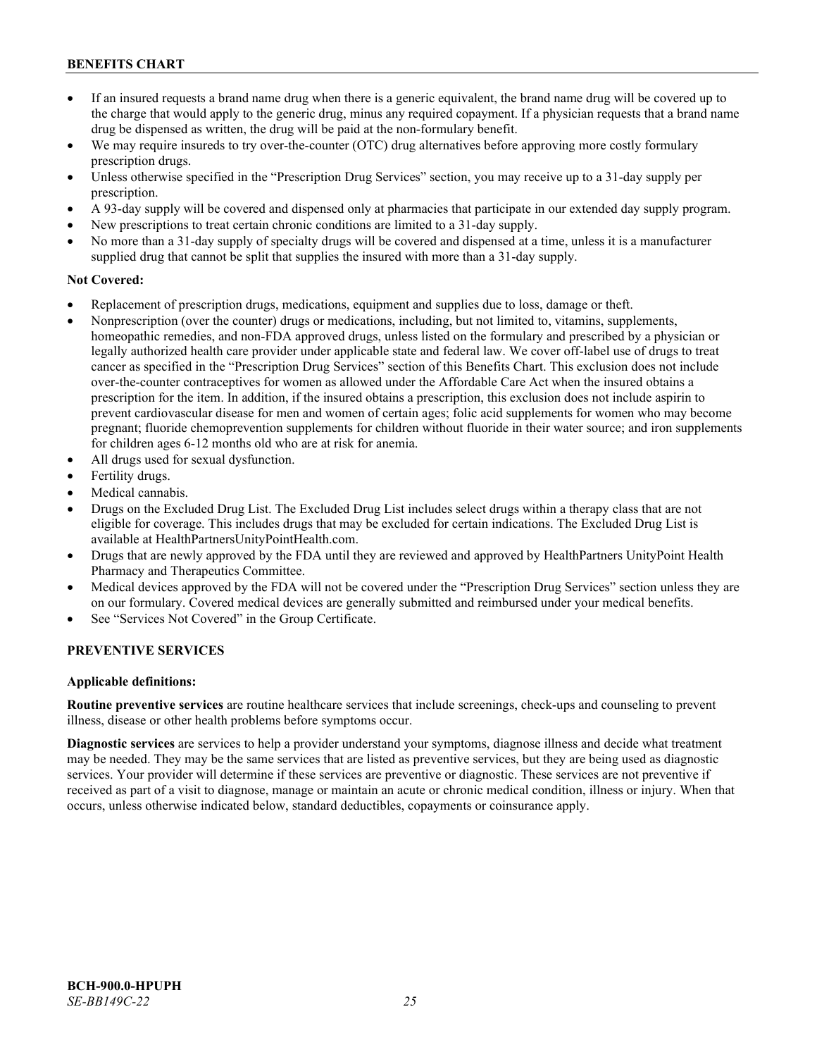- If an insured requests a brand name drug when there is a generic equivalent, the brand name drug will be covered up to the charge that would apply to the generic drug, minus any required copayment. If a physician requests that a brand name drug be dispensed as written, the drug will be paid at the non-formulary benefit.
- We may require insureds to try over-the-counter (OTC) drug alternatives before approving more costly formulary prescription drugs.
- Unless otherwise specified in the "Prescription Drug Services" section, you may receive up to a 31-day supply per prescription.
- A 93-day supply will be covered and dispensed only at pharmacies that participate in our extended day supply program.
- New prescriptions to treat certain chronic conditions are limited to a 31-day supply.
- No more than a 31-day supply of specialty drugs will be covered and dispensed at a time, unless it is a manufacturer supplied drug that cannot be split that supplies the insured with more than a 31-day supply.

**Not Covered:**

- Replacement of prescription drugs, medications, equipment and supplies due to loss, damage or theft.
- Nonprescription (over the counter) drugs or medications, including, but not limited to, vitamins, supplements, homeopathic remedies, and non-FDA approved drugs, unless listed on the formulary and prescribed by a physician or legally authorized health care provider under applicable state and federal law. We cover off-label use of drugs to treat cancer as specified in the "Prescription Drug Services" section of this Benefits Chart. This exclusion does not include over-the-counter contraceptives for women as allowed under the Affordable Care Act when the insured obtains a prescription for the item. In addition, if the insured obtains a prescription, this exclusion does not include aspirin to prevent cardiovascular disease for men and women of certain ages; folic acid supplements for women who may become pregnant; fluoride chemoprevention supplements for children without fluoride in their water source; and iron supplements for children ages 6-12 months old who are at risk for anemia.
- All drugs used for sexual dysfunction.
- Fertility drugs.
- Medical cannabis.
- Drugs on the Excluded Drug List. The Excluded Drug List includes select drugs within a therapy class that are not eligible for coverage. This includes drugs that may be excluded for certain indications. The Excluded Drug List is available at HealthPartnersUnityPointHealth.com.
- Drugs that are newly approved by the FDA until they are reviewed and approved by HealthPartners UnityPoint Health Pharmacy and Therapeutics Committee.
- Medical devices approved by the FDA will not be covered under the "Prescription Drug Services" section unless they are on our formulary. Covered medical devices are generally submitted and reimbursed under your medical benefits.
- See "Services Not Covered" in the Group Certificate.

## PREVENTIVE SERVICES

**Applicable definitions:**

**Routine preventive services** are routine healthcare services that include screenings, check-ups and counseling to prevent illness, disease or other health problems before symptoms occur.

**Diagnostic services** are services to help a provider understand your symptoms, diagnose illness and decide what treatment may be needed. They may be the same services that are listed as preventive services, but they are being used as diagnostic services. Your provider will determine if these services are preventive or diagnostic. These services are not preventive if received as part of a visit to diagnose, manage or maintain an acute or chronic medical condition, illness or injury. When that occurs, unless otherwise indicated below, standard deductibles, copayments or coinsurance apply.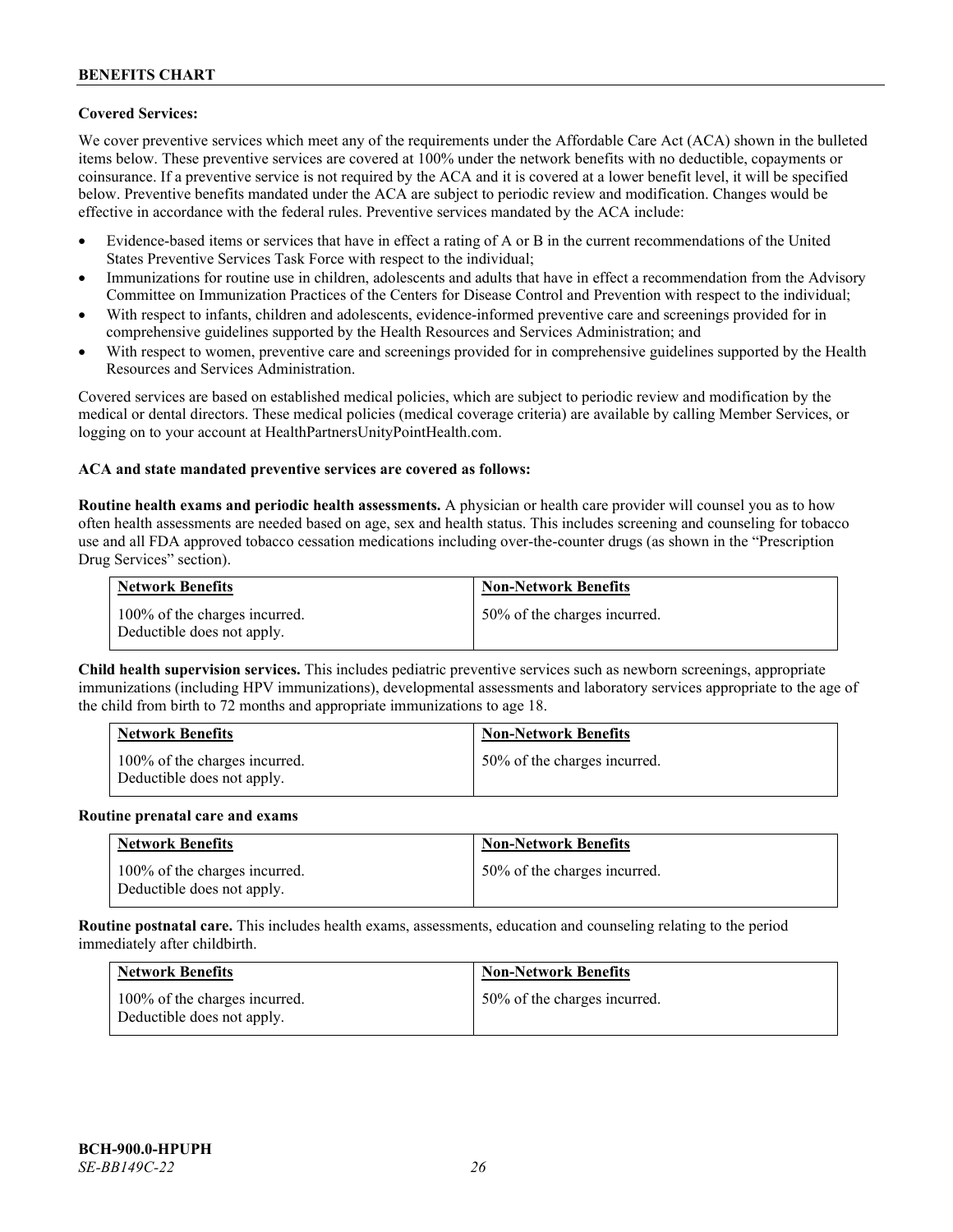**Covered Services:**

We cover preventive services which meet any of the requirements under the Affordable Care Act (ACA) shown in the bulleted items below. These preventive services are covered at 100% under the network benefits with no deductible, copayments or coinsurance. If a preventive service is not required by the ACA and it is covered at a lower benefit level, it will be specified below. Preventive benefits mandated under the ACA are subject to periodic review and modification. Changes would be effective in accordance with the federal rules. Preventive services mandated by the ACA include:

- Evidence-based items or services that have in effect a rating of A or B in the current recommendations of the United States Preventive Services Task Force with respect to the individual;
- Immunizations for routine use in children, adolescents and adults that have in effect a recommendation from the Advisory Committee on Immunization Practices of the Centers for Disease Control and Prevention with respect to the individual;
- With respect to infants, children and adolescents, evidence-informed preventive care and screenings provided for in comprehensive guidelines supported by the Health Resources and Services Administration; and
- With respect to women, preventive care and screenings provided for in comprehensive guidelines supported by the Health Resources and Services Administration.

Covered services are based on established medical policies, which are subject to periodic review and modification by the medical or dental directors. These medical policies (medical coverage criteria) are available by calling Member Services, or logging on to your account at HealthPartnersUnityPointHealth.com.

**ACA and state mandated preventive services are covered as follows:**

**Routine health exams and periodic health assessments.** A physician or health care provider will counsel you as to how often health assessments are needed based on age, sex and health status. This includes screening and counseling for tobacco use and all FDA approved tobacco cessation medications including over-the-counter drugs (as shown in the "Prescription Drug Services" section).

| Network Benefits | Non-Network Benefits |
|---|---|
| 100% of the charges incurred. Deductible does not apply. | 50% of the charges incurred. |

**Child health supervision services.** This includes pediatric preventive services such as newborn screenings, appropriate immunizations (including HPV immunizations), developmental assessments and laboratory services appropriate to the age of the child from birth to 72 months and appropriate immunizations to age 18.

| Network Benefits | Non-Network Benefits |
|---|---|
| 100% of the charges incurred. Deductible does not apply. | 50% of the charges incurred. |

**Routine prenatal care and exams**

| Network Benefits | Non-Network Benefits |
|---|---|
| 100% of the charges incurred. Deductible does not apply. | 50% of the charges incurred. |

**Routine postnatal care.** This includes health exams, assessments, education and counseling relating to the period immediately after childbirth.

| Network Benefits | Non-Network Benefits |
|---|---|
| 100% of the charges incurred. Deductible does not apply. | 50% of the charges incurred. |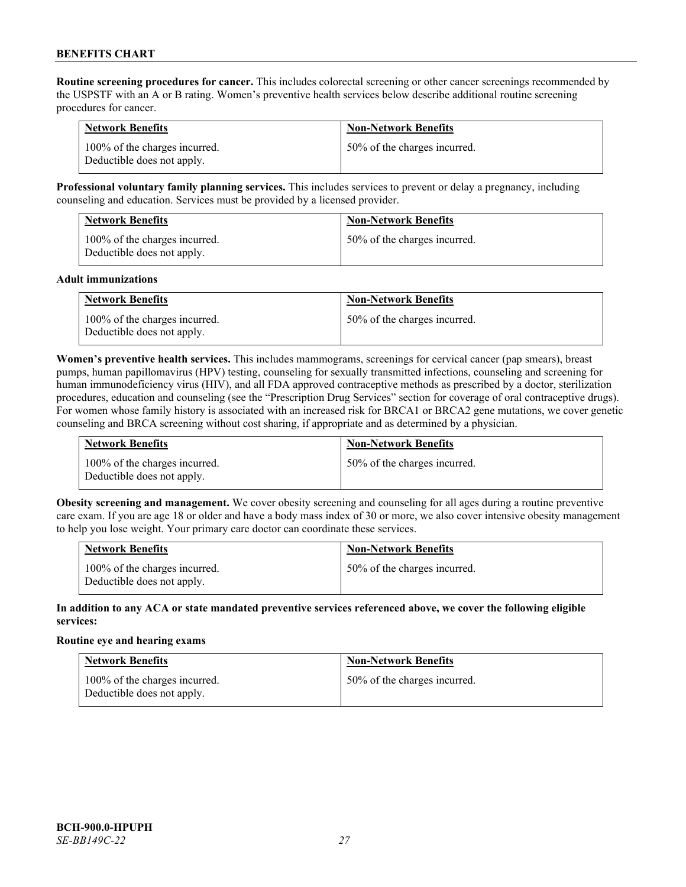**Routine screening procedures for cancer.** This includes colorectal screening or other cancer screenings recommended by the USPSTF with an A or B rating. Women's preventive health services below describe additional routine screening procedures for cancer.

| Network Benefits | Non-Network Benefits |
|---|---|
| 100% of the charges incurred. Deductible does not apply. | 50% of the charges incurred. |

**Professional voluntary family planning services.** This includes services to prevent or delay a pregnancy, including counseling and education. Services must be provided by a licensed provider.

| Network Benefits | Non-Network Benefits |
|---|---|
| 100% of the charges incurred. Deductible does not apply. | 50% of the charges incurred. |

**Adult immunizations**

| Network Benefits | Non-Network Benefits |
|---|---|
| 100% of the charges incurred. Deductible does not apply. | 50% of the charges incurred. |

**Women's preventive health services.** This includes mammograms, screenings for cervical cancer (pap smears), breast pumps, human papillomavirus (HPV) testing, counseling for sexually transmitted infections, counseling and screening for human immunodeficiency virus (HIV), and all FDA approved contraceptive methods as prescribed by a doctor, sterilization procedures, education and counseling (see the "Prescription Drug Services" section for coverage of oral contraceptive drugs). For women whose family history is associated with an increased risk for BRCA1 or BRCA2 gene mutations, we cover genetic counseling and BRCA screening without cost sharing, if appropriate and as determined by a physician.

| Network Benefits | Non-Network Benefits |
|---|---|
| 100% of the charges incurred. Deductible does not apply. | 50% of the charges incurred. |

**Obesity screening and management.** We cover obesity screening and counseling for all ages during a routine preventive care exam. If you are age 18 or older and have a body mass index of 30 or more, we also cover intensive obesity management to help you lose weight. Your primary care doctor can coordinate these services.

| Network Benefits | Non-Network Benefits |
|---|---|
| 100% of the charges incurred. Deductible does not apply. | 50% of the charges incurred. |

**In addition to any ACA or state mandated preventive services referenced above, we cover the following eligible services:**

**Routine eye and hearing exams**

| Network Benefits | Non-Network Benefits |
|---|---|
| 100% of the charges incurred. Deductible does not apply. | 50% of the charges incurred. |

**BCH-900.0-HPUPH**
*SE-BB149C-22*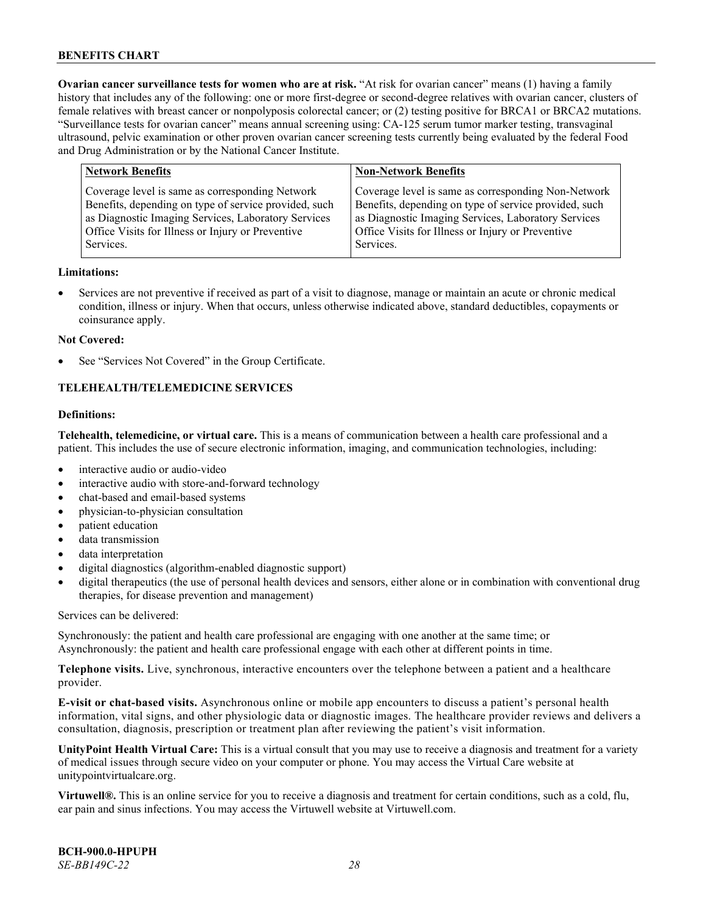**Ovarian cancer surveillance tests for women who are at risk.** "At risk for ovarian cancer" means (1) having a family history that includes any of the following: one or more first-degree or second-degree relatives with ovarian cancer, clusters of female relatives with breast cancer or nonpolyposis colorectal cancer; or (2) testing positive for BRCA1 or BRCA2 mutations. "Surveillance tests for ovarian cancer" means annual screening using: CA-125 serum tumor marker testing, transvaginal ultrasound, pelvic examination or other proven ovarian cancer screening tests currently being evaluated by the federal Food and Drug Administration or by the National Cancer Institute.

| Network Benefits | Non-Network Benefits |
|---|---|
| Coverage level is same as corresponding Network Benefits, depending on type of service provided, such as Diagnostic Imaging Services, Laboratory Services Office Visits for Illness or Injury or Preventive Services. | Coverage level is same as corresponding Non-Network Benefits, depending on type of service provided, such as Diagnostic Imaging Services, Laboratory Services Office Visits for Illness or Injury or Preventive Services. |

**Limitations:**

- Services are not preventive if received as part of a visit to diagnose, manage or maintain an acute or chronic medical condition, illness or injury. When that occurs, unless otherwise indicated above, standard deductibles, copayments or coinsurance apply.

**Not Covered:**

- See "Services Not Covered" in the Group Certificate.

## TELEHEALTH/TELEMEDICINE SERVICES

**Definitions:**

**Telehealth, telemedicine, or virtual care.** This is a means of communication between a health care professional and a patient. This includes the use of secure electronic information, imaging, and communication technologies, including:

- interactive audio or audio-video
- interactive audio with store-and-forward technology
- chat-based and email-based systems
- physician-to-physician consultation
- patient education
- data transmission
- data interpretation
- digital diagnostics (algorithm-enabled diagnostic support)
- digital therapeutics (the use of personal health devices and sensors, either alone or in combination with conventional drug therapies, for disease prevention and management)

Services can be delivered:

Synchronously: the patient and health care professional are engaging with one another at the same time; or
Asynchronously: the patient and health care professional engage with each other at different points in time.

**Telephone visits.** Live, synchronous, interactive encounters over the telephone between a patient and a healthcare provider.

**E-visit or chat-based visits.** Asynchronous online or mobile app encounters to discuss a patient's personal health information, vital signs, and other physiologic data or diagnostic images. The healthcare provider reviews and delivers a consultation, diagnosis, prescription or treatment plan after reviewing the patient's visit information.

**UnityPoint Health Virtual Care:** This is a virtual consult that you may use to receive a diagnosis and treatment for a variety of medical issues through secure video on your computer or phone. You may access the Virtual Care website at unitypointvirtualcare.org.

**Virtuwell®.** This is an online service for you to receive a diagnosis and treatment for certain conditions, such as a cold, flu, ear pain and sinus infections. You may access the Virtuwell website at Virtuwell.com.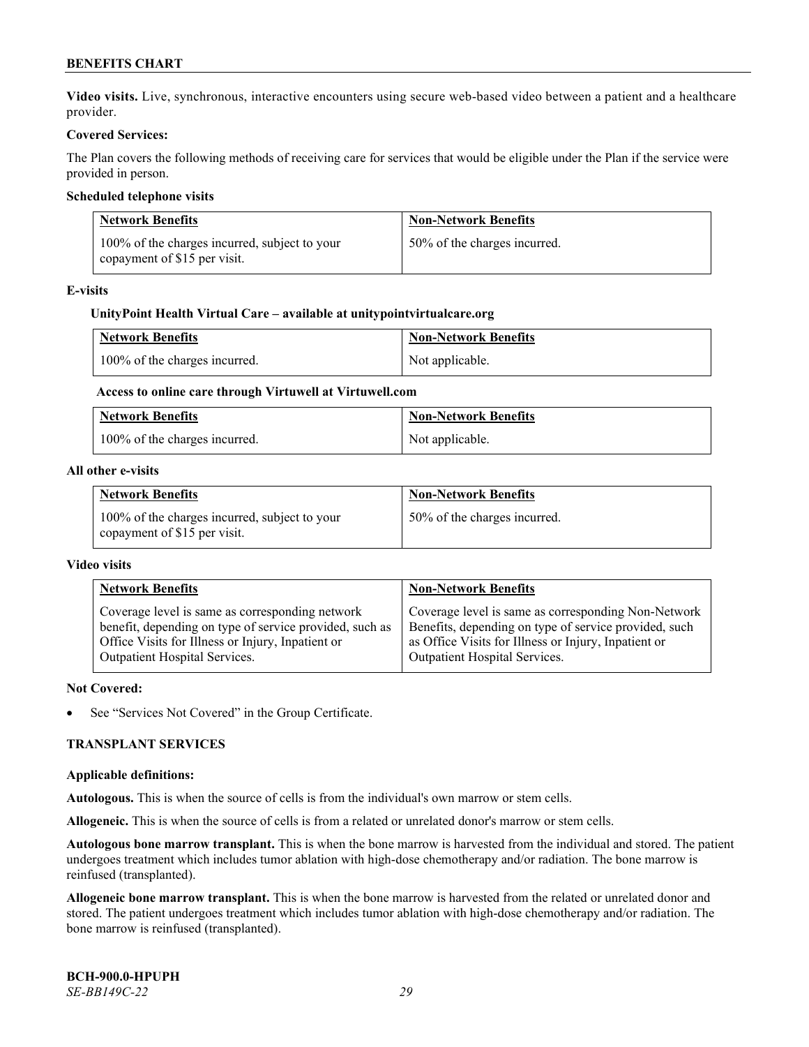**Video visits.** Live, synchronous, interactive encounters using secure web-based video between a patient and a healthcare provider.

**Covered Services:**

The Plan covers the following methods of receiving care for services that would be eligible under the Plan if the service were provided in person.

**Scheduled telephone visits**

| Network Benefits | Non-Network Benefits |
|---|---|
| 100% of the charges incurred, subject to your copayment of $15 per visit. | 50% of the charges incurred. |

**E-visits**

**UnityPoint Health Virtual Care – available at unitypointvirtualcare.org**

| Network Benefits | Non-Network Benefits |
|---|---|
| 100% of the charges incurred. | Not applicable. |

**Access to online care through Virtuwell at Virtuwell.com**

| Network Benefits | Non-Network Benefits |
|---|---|
| 100% of the charges incurred. | Not applicable. |

**All other e-visits**

| Network Benefits | Non-Network Benefits |
|---|---|
| 100% of the charges incurred, subject to your copayment of $15 per visit. | 50% of the charges incurred. |

**Video visits**

| Network Benefits | Non-Network Benefits |
|---|---|
| Coverage level is same as corresponding network benefit, depending on type of service provided, such as Office Visits for Illness or Injury, Inpatient or Outpatient Hospital Services. | Coverage level is same as corresponding Non-Network Benefits, depending on type of service provided, such as Office Visits for Illness or Injury, Inpatient or Outpatient Hospital Services. |

**Not Covered:**

- See "Services Not Covered" in the Group Certificate.

## TRANSPLANT SERVICES

**Applicable definitions:**

**Autologous.** This is when the source of cells is from the individual's own marrow or stem cells.

**Allogeneic.** This is when the source of cells is from a related or unrelated donor's marrow or stem cells.

**Autologous bone marrow transplant.** This is when the bone marrow is harvested from the individual and stored. The patient undergoes treatment which includes tumor ablation with high-dose chemotherapy and/or radiation. The bone marrow is reinfused (transplanted).

**Allogeneic bone marrow transplant.** This is when the bone marrow is harvested from the related or unrelated donor and stored. The patient undergoes treatment which includes tumor ablation with high-dose chemotherapy and/or radiation. The bone marrow is reinfused (transplanted).

**BCH-900.0-HPUPH**
*SE-BB149C-22*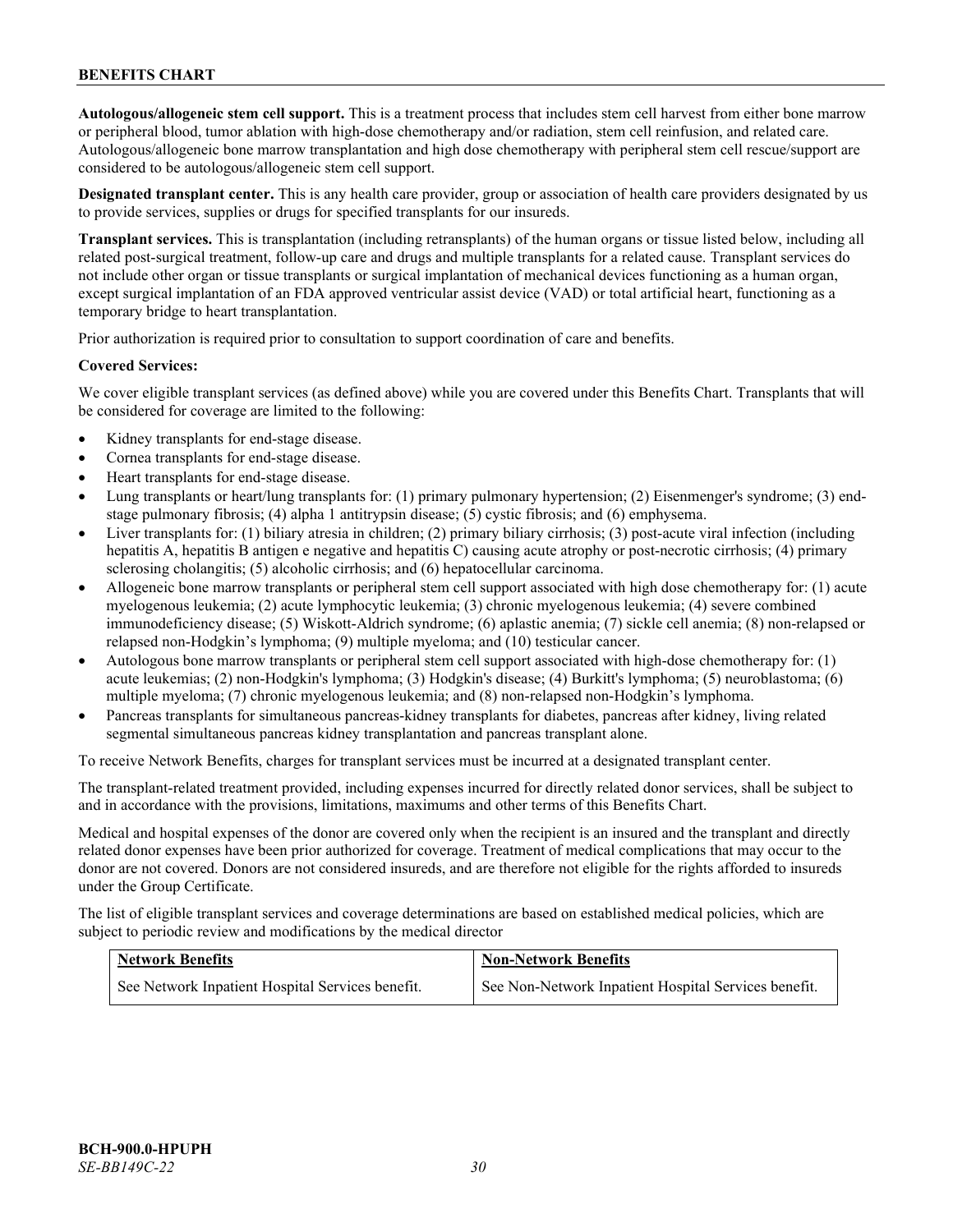**Autologous/allogeneic stem cell support.** This is a treatment process that includes stem cell harvest from either bone marrow or peripheral blood, tumor ablation with high-dose chemotherapy and/or radiation, stem cell reinfusion, and related care. Autologous/allogeneic bone marrow transplantation and high dose chemotherapy with peripheral stem cell rescue/support are considered to be autologous/allogeneic stem cell support.

**Designated transplant center.** This is any health care provider, group or association of health care providers designated by us to provide services, supplies or drugs for specified transplants for our insureds.

**Transplant services.** This is transplantation (including retransplants) of the human organs or tissue listed below, including all related post-surgical treatment, follow-up care and drugs and multiple transplants for a related cause. Transplant services do not include other organ or tissue transplants or surgical implantation of mechanical devices functioning as a human organ, except surgical implantation of an FDA approved ventricular assist device (VAD) or total artificial heart, functioning as a temporary bridge to heart transplantation.

Prior authorization is required prior to consultation to support coordination of care and benefits.

**Covered Services:**

We cover eligible transplant services (as defined above) while you are covered under this Benefits Chart. Transplants that will be considered for coverage are limited to the following:

- Kidney transplants for end-stage disease.
- Cornea transplants for end-stage disease.
- Heart transplants for end-stage disease.
- Lung transplants or heart/lung transplants for: (1) primary pulmonary hypertension; (2) Eisenmenger's syndrome; (3) end-stage pulmonary fibrosis; (4) alpha 1 antitrypsin disease; (5) cystic fibrosis; and (6) emphysema.
- Liver transplants for: (1) biliary atresia in children; (2) primary biliary cirrhosis; (3) post-acute viral infection (including hepatitis A, hepatitis B antigen e negative and hepatitis C) causing acute atrophy or post-necrotic cirrhosis; (4) primary sclerosing cholangitis; (5) alcoholic cirrhosis; and (6) hepatocellular carcinoma.
- Allogeneic bone marrow transplants or peripheral stem cell support associated with high dose chemotherapy for: (1) acute myelogenous leukemia; (2) acute lymphocytic leukemia; (3) chronic myelogenous leukemia; (4) severe combined immunodeficiency disease; (5) Wiskott-Aldrich syndrome; (6) aplastic anemia; (7) sickle cell anemia; (8) non-relapsed or relapsed non-Hodgkin's lymphoma; (9) multiple myeloma; and (10) testicular cancer.
- Autologous bone marrow transplants or peripheral stem cell support associated with high-dose chemotherapy for: (1) acute leukemias; (2) non-Hodgkin's lymphoma; (3) Hodgkin's disease; (4) Burkitt's lymphoma; (5) neuroblastoma; (6) multiple myeloma; (7) chronic myelogenous leukemia; and (8) non-relapsed non-Hodgkin's lymphoma.
- Pancreas transplants for simultaneous pancreas-kidney transplants for diabetes, pancreas after kidney, living related segmental simultaneous pancreas kidney transplantation and pancreas transplant alone.

To receive Network Benefits, charges for transplant services must be incurred at a designated transplant center.

The transplant-related treatment provided, including expenses incurred for directly related donor services, shall be subject to and in accordance with the provisions, limitations, maximums and other terms of this Benefits Chart.

Medical and hospital expenses of the donor are covered only when the recipient is an insured and the transplant and directly related donor expenses have been prior authorized for coverage. Treatment of medical complications that may occur to the donor are not covered. Donors are not considered insureds, and are therefore not eligible for the rights afforded to insureds under the Group Certificate.

The list of eligible transplant services and coverage determinations are based on established medical policies, which are subject to periodic review and modifications by the medical director

| Network Benefits | Non-Network Benefits |
| --- | --- |
| See Network Inpatient Hospital Services benefit. | See Non-Network Inpatient Hospital Services benefit. |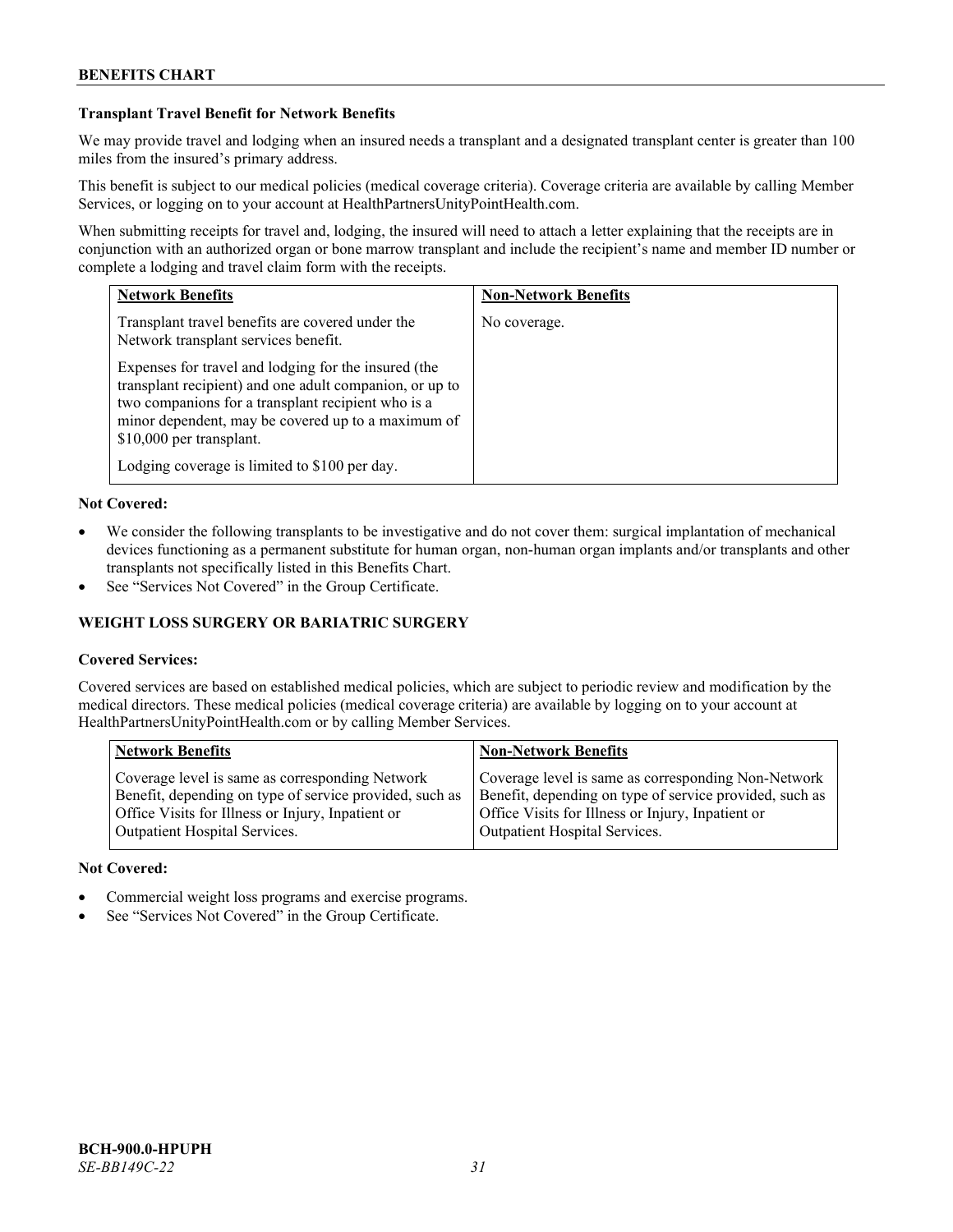**Transplant Travel Benefit for Network Benefits**

We may provide travel and lodging when an insured needs a transplant and a designated transplant center is greater than 100 miles from the insured's primary address.

This benefit is subject to our medical policies (medical coverage criteria). Coverage criteria are available by calling Member Services, or logging on to your account at HealthPartnersUnityPointHealth.com.

When submitting receipts for travel and, lodging, the insured will need to attach a letter explaining that the receipts are in conjunction with an authorized organ or bone marrow transplant and include the recipient's name and member ID number or complete a lodging and travel claim form with the receipts.

| Network Benefits | Non-Network Benefits |
|---|---|
| Transplant travel benefits are covered under the Network transplant services benefit.<br><br>Expenses for travel and lodging for the insured (the transplant recipient) and one adult companion, or up to two companions for a transplant recipient who is a minor dependent, may be covered up to a maximum of $10,000 per transplant.<br><br>Lodging coverage is limited to $100 per day. | No coverage. |

**Not Covered:**

- We consider the following transplants to be investigative and do not cover them: surgical implantation of mechanical devices functioning as a permanent substitute for human organ, non-human organ implants and/or transplants and other transplants not specifically listed in this Benefits Chart.
- See "Services Not Covered" in the Group Certificate.

## WEIGHT LOSS SURGERY OR BARIATRIC SURGERY

**Covered Services:**

Covered services are based on established medical policies, which are subject to periodic review and modification by the medical directors. These medical policies (medical coverage criteria) are available by logging on to your account at HealthPartnersUnityPointHealth.com or by calling Member Services.

| Network Benefits | Non-Network Benefits |
|---|---|
| Coverage level is same as corresponding Network Benefit, depending on type of service provided, such as Office Visits for Illness or Injury, Inpatient or Outpatient Hospital Services. | Coverage level is same as corresponding Non-Network Benefit, depending on type of service provided, such as Office Visits for Illness or Injury, Inpatient or Outpatient Hospital Services. |

**Not Covered:**

- Commercial weight loss programs and exercise programs.
- See "Services Not Covered" in the Group Certificate.